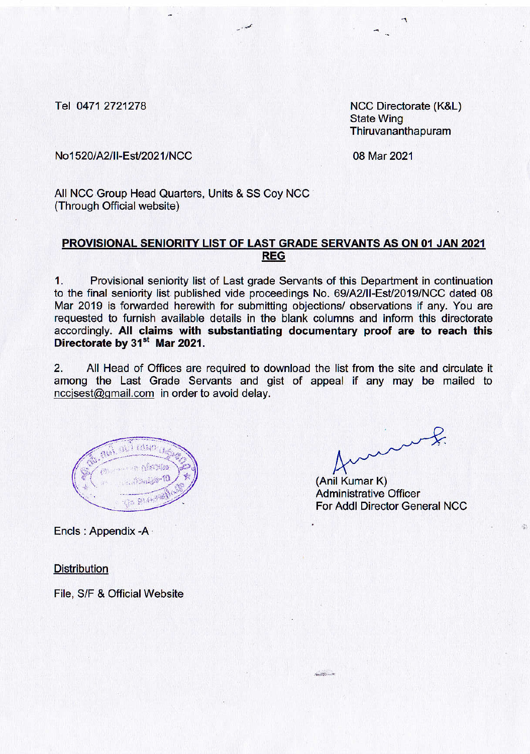Tel 0471 2721278

NCC Directorate (K&L)
State Wing
Thiruvananthapuram

No1520/A2/II-Est/2021/NCC

08 Mar 2021

All NCC Group Head Quarters, Units & SS Coy NCC
(Through Official website)

**PROVISIONAL SENIORITY LIST OF LAST GRADE SERVANTS AS ON 01 JAN 2021 REG**

1. Provisional seniority list of Last grade Servants of this Department in continuation to the final seniority list published vide proceedings No. 69/A2/II-Est/2019/NCC dated 08 Mar 2019 is forwarded herewith for submitting objections/ observations if any. You are requested to furnish available details in the blank columns and inform this directorate accordingly. **All claims with substantiating documentary proof are to reach this Directorate by 31st Mar 2021.**

2. All Head of Offices are required to download the list from the site and circulate it among the Last Grade Servants and gist of appeal if any may be mailed to nccjsest@gmail.com in order to avoid delay.

(Anil Kumar K)
Administrative Officer
For Addl Director General NCC

Encls : Appendix -A

Distribution

File, S/F & Official Website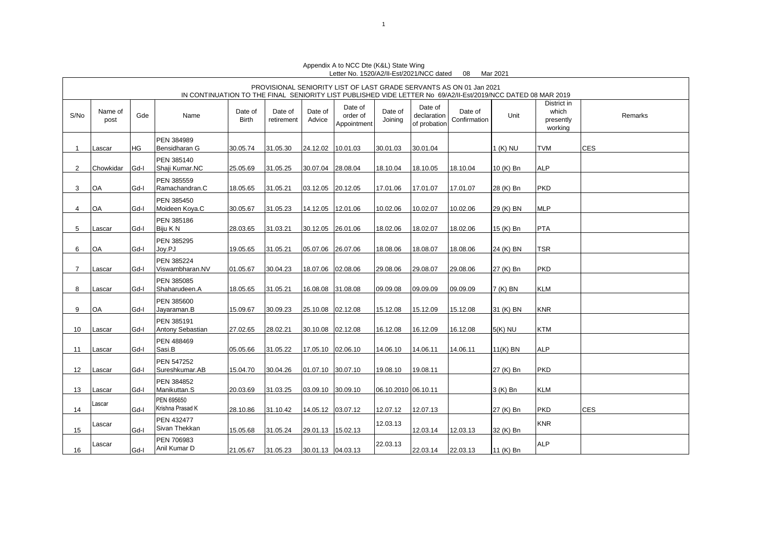Appendix A to NCC Dte (K&L) State Wing
Letter No. 1520/A2/II-Est/2021/NCC dated 08 Mar 2021

PROVISIONAL SENIORITY LIST OF LAST GRADE SERVANTS AS ON 01 Jan 2021
IN CONTINUATION TO THE FINAL SENIORITY LIST PUBLISHED VIDE LETTER No 69/A2/II-Est/2019/NCC DATED 08 MAR 2019

| S/No | Name of post | Gde | Name | Date of Birth | Date of retirement | Date of Advice | Date of order of Appointment | Date of Joining | Date of declaration of probation | Date of Confirmation | Unit | District in which presently working | Remarks |
|---|---|---|---|---|---|---|---|---|---|---|---|---|---|
| 1 | Lascar | HG | PEN 384989 Bensidharan G | 30.05.74 | 31.05.30 | 24.12.02 | 10.01.03 | 30.01.03 | 30.01.04 | | 1 (K) NU | TVM | CES |
| 2 | Chowkidar | Gd-I | PEN 385140 Shaji Kumar.NC | 25.05.69 | 31.05.25 | 30.07.04 | 28.08.04 | 18.10.04 | 18.10.05 | 18.10.04 | 10 (K) Bn | ALP | |
| 3 | OA | Gd-I | PEN 385559 Ramachandran.C | 18.05.65 | 31.05.21 | 03.12.05 | 20.12.05 | 17.01.06 | 17.01.07 | 17.01.07 | 28 (K) Bn | PKD | |
| 4 | OA | Gd-I | PEN 385450 Moideen Koya.C | 30.05.67 | 31.05.23 | 14.12.05 | 12.01.06 | 10.02.06 | 10.02.07 | 10.02.06 | 29 (K) BN | MLP | |
| 5 | Lascar | Gd-I | PEN 385186 Biju K N | 28.03.65 | 31.03.21 | 30.12.05 | 26.01.06 | 18.02.06 | 18.02.07 | 18.02.06 | 15 (K) Bn | PTA | |
| 6 | OA | Gd-I | PEN 385295 Joy.PJ | 19.05.65 | 31.05.21 | 05.07.06 | 26.07.06 | 18.08.06 | 18.08.07 | 18.08.06 | 24 (K) BN | TSR | |
| 7 | Lascar | Gd-I | PEN 385224 Viswambharan.NV | 01.05.67 | 30.04.23 | 18.07.06 | 02.08.06 | 29.08.06 | 29.08.07 | 29.08.06 | 27 (K) Bn | PKD | |
| 8 | Lascar | Gd-I | PEN 385085 Shaharudeen.A | 18.05.65 | 31.05.21 | 16.08.08 | 31.08.08 | 09.09.08 | 09.09.09 | 09.09.09 | 7 (K) BN | KLM | |
| 9 | OA | Gd-I | PEN 385600 Jayaraman.B | 15.09.67 | 30.09.23 | 25.10.08 | 02.12.08 | 15.12.08 | 15.12.09 | 15.12.08 | 31 (K) BN | KNR | |
| 10 | Lascar | Gd-I | PEN 385191 Antony Sebastian | 27.02.65 | 28.02.21 | 30.10.08 | 02.12.08 | 16.12.08 | 16.12.09 | 16.12.08 | 5(K) NU | KTM | |
| 11 | Lascar | Gd-I | PEN 488469 Sasi.B | 05.05.66 | 31.05.22 | 17.05.10 | 02.06.10 | 14.06.10 | 14.06.11 | 14.06.11 | 11(K) BN | ALP | |
| 12 | Lascar | Gd-I | PEN 547252 Sureshkumar.AB | 15.04.70 | 30.04.26 | 01.07.10 | 30.07.10 | 19.08.10 | 19.08.11 | | 27 (K) Bn | PKD | |
| 13 | Lascar | Gd-I | PEN 384852 Manikuttan.S | 20.03.69 | 31.03.25 | 03.09.10 | 30.09.10 | 06.10.2010 | 06.10.11 | | 3 (K) Bn | KLM | |
| 14 | Lascar | Gd-I | PEN 695650 Krishna Prasad K | 28.10.86 | 31.10.42 | 14.05.12 | 03.07.12 | 12.07.12 | 12.07.13 | | 27 (K) Bn | PKD | CES |
| 15 | Lascar | Gd-I | PEN 432477 Sivan Thekkan | 15.05.68 | 31.05.24 | 29.01.13 | 15.02.13 | 12.03.13 | 12.03.14 | 12.03.13 | 32 (K) Bn | KNR | |
| 16 | Lascar | Gd-I | PEN 706983 Anil Kumar D | 21.05.67 | 31.05.23 | 30.01.13 | 04.03.13 | 22.03.13 | 22.03.14 | 22.03.13 | 11 (K) Bn | ALP | |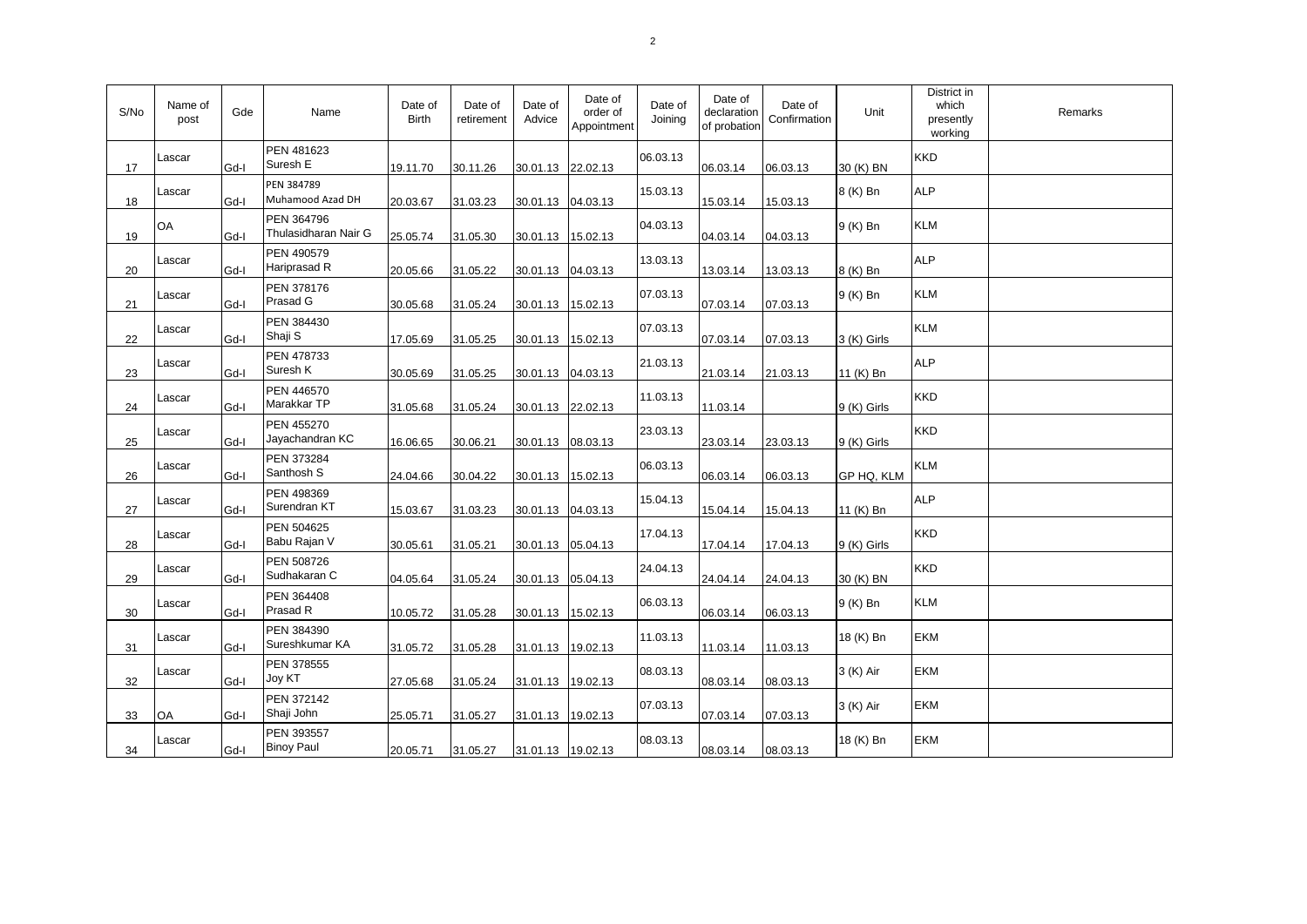| S/No | Name of post | Gde | Name | Date of Birth | Date of retirement | Date of Advice | Date of order of Appointment | Date of Joining | Date of declaration of probation | Date of Confirmation | Unit | District in which presently working | Remarks |
|---|---|---|---|---|---|---|---|---|---|---|---|---|---|
| 17 | Lascar | Gd-I | PEN 481623 Suresh E | 19.11.70 | 30.11.26 | 30.01.13 | 22.02.13 | 06.03.13 | 06.03.14 | 06.03.13 | 30 (K) BN | KKD | |
| 18 | Lascar | Gd-I | PEN 384789 Muhamood Azad DH | 20.03.67 | 31.03.23 | 30.01.13 | 04.03.13 | 15.03.13 | 15.03.14 | 15.03.13 | 8 (K) Bn | ALP | |
| 19 | OA | Gd-I | PEN 364796 Thulasidharan Nair G | 25.05.74 | 31.05.30 | 30.01.13 | 15.02.13 | 04.03.13 | 04.03.14 | 04.03.13 | 9 (K) Bn | KLM | |
| 20 | Lascar | Gd-I | PEN 490579 Hariprasad R | 20.05.66 | 31.05.22 | 30.01.13 | 04.03.13 | 13.03.13 | 13.03.14 | 13.03.13 | 8 (K) Bn | ALP | |
| 21 | Lascar | Gd-I | PEN 378176 Prasad G | 30.05.68 | 31.05.24 | 30.01.13 | 15.02.13 | 07.03.13 | 07.03.14 | 07.03.13 | 9 (K) Bn | KLM | |
| 22 | Lascar | Gd-I | PEN 384430 Shaji S | 17.05.69 | 31.05.25 | 30.01.13 | 15.02.13 | 07.03.13 | 07.03.14 | 07.03.13 | 3 (K) Girls | KLM | |
| 23 | Lascar | Gd-I | PEN 478733 Suresh K | 30.05.69 | 31.05.25 | 30.01.13 | 04.03.13 | 21.03.13 | 21.03.14 | 21.03.13 | 11 (K) Bn | ALP | |
| 24 | Lascar | Gd-I | PEN 446570 Marakkar TP | 31.05.68 | 31.05.24 | 30.01.13 | 22.02.13 | 11.03.13 | 11.03.14 | | 9 (K) Girls | KKD | |
| 25 | Lascar | Gd-I | PEN 455270 Jayachandran KC | 16.06.65 | 30.06.21 | 30.01.13 | 08.03.13 | 23.03.13 | 23.03.14 | 23.03.13 | 9 (K) Girls | KKD | |
| 26 | Lascar | Gd-I | PEN 373284 Santhosh S | 24.04.66 | 30.04.22 | 30.01.13 | 15.02.13 | 06.03.13 | 06.03.14 | 06.03.13 | GP HQ, KLM | KLM | |
| 27 | Lascar | Gd-I | PEN 498369 Surendran KT | 15.03.67 | 31.03.23 | 30.01.13 | 04.03.13 | 15.04.13 | 15.04.14 | 15.04.13 | 11 (K) Bn | ALP | |
| 28 | Lascar | Gd-I | PEN 504625 Babu Rajan V | 30.05.61 | 31.05.21 | 30.01.13 | 05.04.13 | 17.04.13 | 17.04.14 | 17.04.13 | 9 (K) Girls | KKD | |
| 29 | Lascar | Gd-I | PEN 508726 Sudhakaran C | 04.05.64 | 31.05.24 | 30.01.13 | 05.04.13 | 24.04.13 | 24.04.14 | 24.04.13 | 30 (K) BN | KKD | |
| 30 | Lascar | Gd-I | PEN 364408 Prasad R | 10.05.72 | 31.05.28 | 30.01.13 | 15.02.13 | 06.03.13 | 06.03.14 | 06.03.13 | 9 (K) Bn | KLM | |
| 31 | Lascar | Gd-I | PEN 384390 Sureshkumar KA | 31.05.72 | 31.05.28 | 31.01.13 | 19.02.13 | 11.03.13 | 11.03.14 | 11.03.13 | 18 (K) Bn | EKM | |
| 32 | Lascar | Gd-I | PEN 378555 Joy KT | 27.05.68 | 31.05.24 | 31.01.13 | 19.02.13 | 08.03.13 | 08.03.14 | 08.03.13 | 3 (K) Air | EKM | |
| 33 | OA | Gd-I | PEN 372142 Shaji John | 25.05.71 | 31.05.27 | 31.01.13 | 19.02.13 | 07.03.13 | 07.03.14 | 07.03.13 | 3 (K) Air | EKM | |
| 34 | Lascar | Gd-I | PEN 393557 Binoy Paul | 20.05.71 | 31.05.27 | 31.01.13 | 19.02.13 | 08.03.13 | 08.03.14 | 08.03.13 | 18 (K) Bn | EKM | |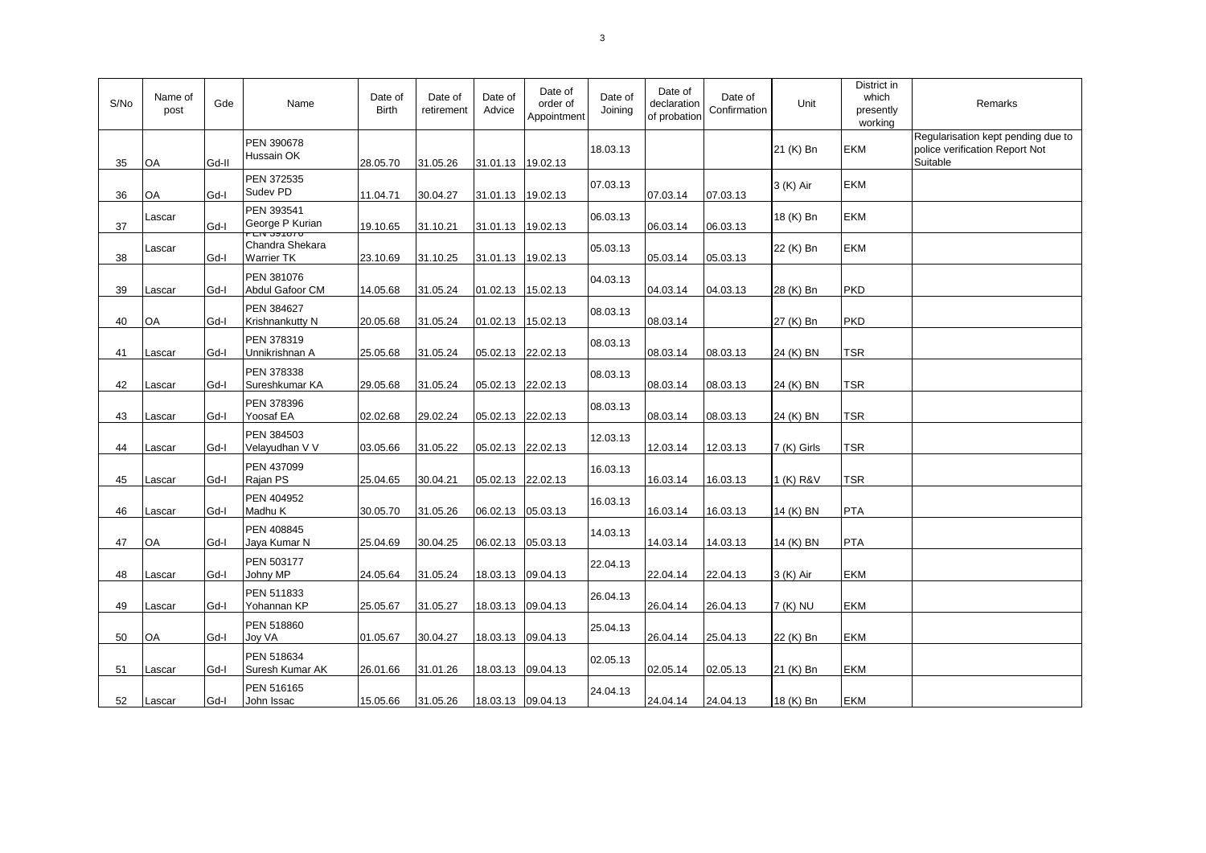| S/No | Name of post | Gde | Name | Date of Birth | Date of retirement | Date of Advice | Date of order of Appointment | Date of Joining | Date of declaration of probation | Date of Confirmation | Unit | District in which presently working | Remarks |
|---|---|---|---|---|---|---|---|---|---|---|---|---|---|
| 35 | OA | Gd-II | PEN 390678 Hussain OK | 28.05.70 | 31.05.26 | 31.01.13 | 19.02.13 | 18.03.13 | | | 21 (K) Bn | EKM | Regularisation kept pending due to police verification Report Not Suitable |
| 36 | OA | Gd-I | PEN 372535 Sudev PD | 11.04.71 | 30.04.27 | 31.01.13 | 19.02.13 | 07.03.13 | 07.03.14 | 07.03.13 | 3 (K) Air | EKM | |
| 37 | Lascar | Gd-I | PEN 393541 George P Kurian | 19.10.65 | 31.10.21 | 31.01.13 | 19.02.13 | 06.03.13 | 06.03.14 | 06.03.13 | 18 (K) Bn | EKM | |
| 38 | Lascar | Gd-I | PEN 391070 Chandra Shekara Warrier TK | 23.10.69 | 31.10.25 | 31.01.13 | 19.02.13 | 05.03.13 | 05.03.14 | 05.03.13 | 22 (K) Bn | EKM | |
| 39 | Lascar | Gd-I | PEN 381076 Abdul Gafoor CM | 14.05.68 | 31.05.24 | 01.02.13 | 15.02.13 | 04.03.13 | 04.03.14 | 04.03.13 | 28 (K) Bn | PKD | |
| 40 | OA | Gd-I | PEN 384627 Krishnankutty N | 20.05.68 | 31.05.24 | 01.02.13 | 15.02.13 | 08.03.13 | 08.03.14 | | 27 (K) Bn | PKD | |
| 41 | Lascar | Gd-I | PEN 378319 Unnikrishnan A | 25.05.68 | 31.05.24 | 05.02.13 | 22.02.13 | 08.03.13 | 08.03.14 | 08.03.13 | 24 (K) BN | TSR | |
| 42 | Lascar | Gd-I | PEN 378338 Sureshkumar KA | 29.05.68 | 31.05.24 | 05.02.13 | 22.02.13 | 08.03.13 | 08.03.14 | 08.03.13 | 24 (K) BN | TSR | |
| 43 | Lascar | Gd-I | PEN 378396 Yoosaf EA | 02.02.68 | 29.02.24 | 05.02.13 | 22.02.13 | 08.03.13 | 08.03.14 | 08.03.13 | 24 (K) BN | TSR | |
| 44 | Lascar | Gd-I | PEN 384503 Velayudhan V V | 03.05.66 | 31.05.22 | 05.02.13 | 22.02.13 | 12.03.13 | 12.03.14 | 12.03.13 | 7 (K) Girls | TSR | |
| 45 | Lascar | Gd-I | PEN 437099 Rajan PS | 25.04.65 | 30.04.21 | 05.02.13 | 22.02.13 | 16.03.13 | 16.03.14 | 16.03.13 | 1 (K) R&V | TSR | |
| 46 | Lascar | Gd-I | PEN 404952 Madhu K | 30.05.70 | 31.05.26 | 06.02.13 | 05.03.13 | 16.03.13 | 16.03.14 | 16.03.13 | 14 (K) BN | PTA | |
| 47 | OA | Gd-I | PEN 408845 Jaya Kumar N | 25.04.69 | 30.04.25 | 06.02.13 | 05.03.13 | 14.03.13 | 14.03.14 | 14.03.13 | 14 (K) BN | PTA | |
| 48 | Lascar | Gd-I | PEN 503177 Johny MP | 24.05.64 | 31.05.24 | 18.03.13 | 09.04.13 | 22.04.13 | 22.04.14 | 22.04.13 | 3 (K) Air | EKM | |
| 49 | Lascar | Gd-I | PEN 511833 Yohannan KP | 25.05.67 | 31.05.27 | 18.03.13 | 09.04.13 | 26.04.13 | 26.04.14 | 26.04.13 | 7 (K) NU | EKM | |
| 50 | OA | Gd-I | PEN 518860 Joy VA | 01.05.67 | 30.04.27 | 18.03.13 | 09.04.13 | 25.04.13 | 26.04.14 | 25.04.13 | 22 (K) Bn | EKM | |
| 51 | Lascar | Gd-I | PEN 518634 Suresh Kumar AK | 26.01.66 | 31.01.26 | 18.03.13 | 09.04.13 | 02.05.13 | 02.05.14 | 02.05.13 | 21 (K) Bn | EKM | |
| 52 | Lascar | Gd-I | PEN 516165 John Issac | 15.05.66 | 31.05.26 | 18.03.13 | 09.04.13 | 24.04.13 | 24.04.14 | 24.04.13 | 18 (K) Bn | EKM | |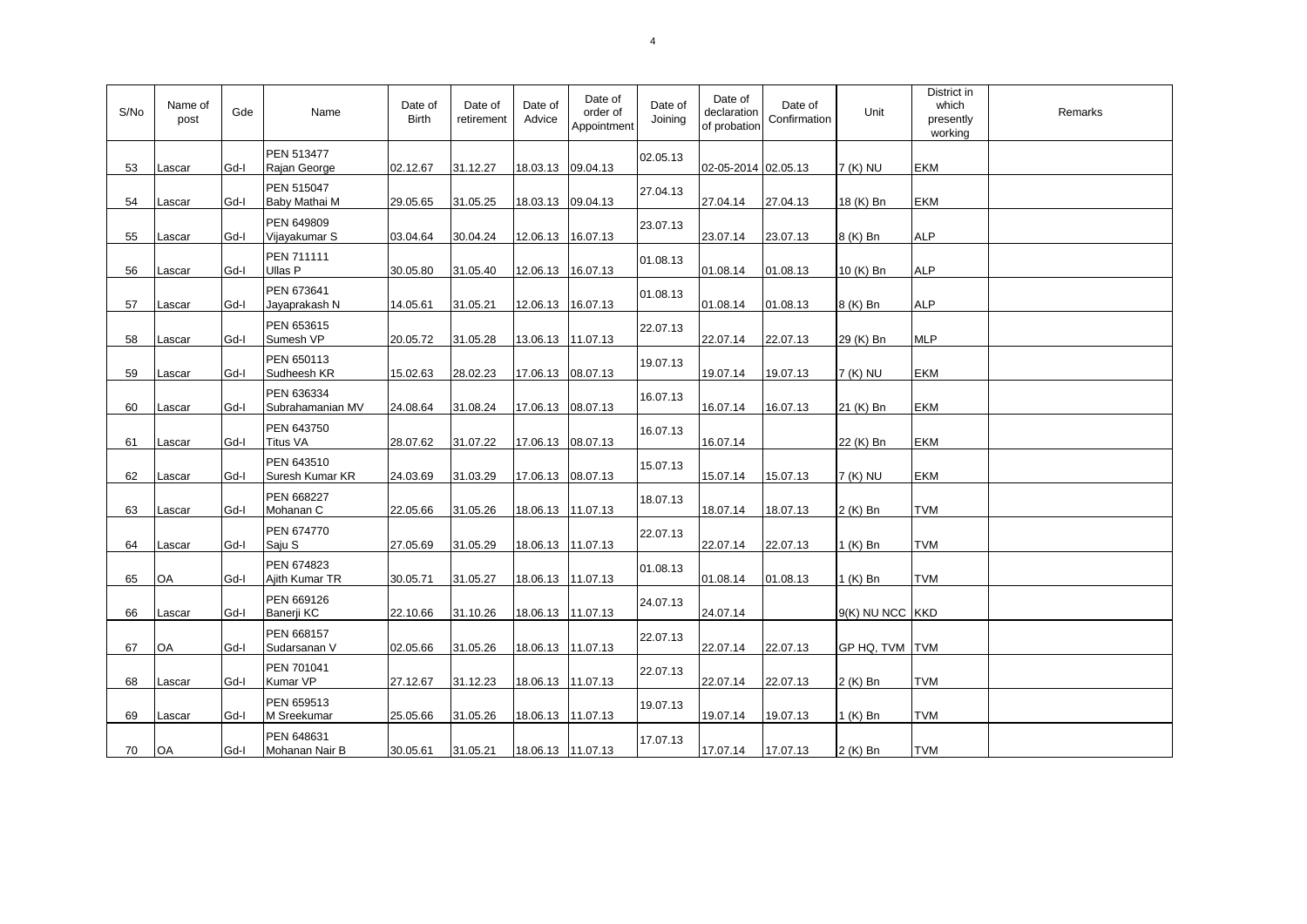| S/No | Name of post | Gde | Name | Date of Birth | Date of retirement | Date of Advice | Date of order of Appointment | Date of Joining | Date of declaration of probation | Date of Confirmation | Unit | District in which presently working | Remarks |
|---|---|---|---|---|---|---|---|---|---|---|---|---|---|
| 53 | Lascar | Gd-I | PEN 513477 Rajan George | 02.12.67 | 31.12.27 | 18.03.13 | 09.04.13 | 02.05.13 | 02-05-2014 | 02.05.13 | 7 (K) NU | EKM | |
| 54 | Lascar | Gd-I | PEN 515047 Baby Mathai M | 29.05.65 | 31.05.25 | 18.03.13 | 09.04.13 | 27.04.13 | 27.04.14 | 27.04.13 | 18 (K) Bn | EKM | |
| 55 | Lascar | Gd-I | PEN 649809 Vijayakumar S | 03.04.64 | 30.04.24 | 12.06.13 | 16.07.13 | 23.07.13 | 23.07.14 | 23.07.13 | 8 (K) Bn | ALP | |
| 56 | Lascar | Gd-I | PEN 711111 Ullas P | 30.05.80 | 31.05.40 | 12.06.13 | 16.07.13 | 01.08.13 | 01.08.14 | 01.08.13 | 10 (K) Bn | ALP | |
| 57 | Lascar | Gd-I | PEN 673641 Jayaprakash N | 14.05.61 | 31.05.21 | 12.06.13 | 16.07.13 | 01.08.13 | 01.08.14 | 01.08.13 | 8 (K) Bn | ALP | |
| 58 | Lascar | Gd-I | PEN 653615 Sumesh VP | 20.05.72 | 31.05.28 | 13.06.13 | 11.07.13 | 22.07.13 | 22.07.14 | 22.07.13 | 29 (K) Bn | MLP | |
| 59 | Lascar | Gd-I | PEN 650113 Sudheesh KR | 15.02.63 | 28.02.23 | 17.06.13 | 08.07.13 | 19.07.13 | 19.07.14 | 19.07.13 | 7 (K) NU | EKM | |
| 60 | Lascar | Gd-I | PEN 636334 Subrahamanian MV | 24.08.64 | 31.08.24 | 17.06.13 | 08.07.13 | 16.07.13 | 16.07.14 | 16.07.13 | 21 (K) Bn | EKM | |
| 61 | Lascar | Gd-I | PEN 643750 Titus VA | 28.07.62 | 31.07.22 | 17.06.13 | 08.07.13 | 16.07.13 | 16.07.14 | | 22 (K) Bn | EKM | |
| 62 | Lascar | Gd-I | PEN 643510 Suresh Kumar KR | 24.03.69 | 31.03.29 | 17.06.13 | 08.07.13 | 15.07.13 | 15.07.14 | 15.07.13 | 7 (K) NU | EKM | |
| 63 | Lascar | Gd-I | PEN 668227 Mohanan C | 22.05.66 | 31.05.26 | 18.06.13 | 11.07.13 | 18.07.13 | 18.07.14 | 18.07.13 | 2 (K) Bn | TVM | |
| 64 | Lascar | Gd-I | PEN 674770 Saju S | 27.05.69 | 31.05.29 | 18.06.13 | 11.07.13 | 22.07.13 | 22.07.14 | 22.07.13 | 1 (K) Bn | TVM | |
| 65 | OA | Gd-I | PEN 674823 Ajith Kumar TR | 30.05.71 | 31.05.27 | 18.06.13 | 11.07.13 | 01.08.13 | 01.08.14 | 01.08.13 | 1 (K) Bn | TVM | |
| 66 | Lascar | Gd-I | PEN 669126 Banerji KC | 22.10.66 | 31.10.26 | 18.06.13 | 11.07.13 | 24.07.13 | 24.07.14 | | 9(K) NU NCC | KKD | |
| 67 | OA | Gd-I | PEN 668157 Sudarsanan V | 02.05.66 | 31.05.26 | 18.06.13 | 11.07.13 | 22.07.13 | 22.07.14 | 22.07.13 | GP HQ, TVM | TVM | |
| 68 | Lascar | Gd-I | PEN 701041 Kumar VP | 27.12.67 | 31.12.23 | 18.06.13 | 11.07.13 | 22.07.13 | 22.07.14 | 22.07.13 | 2 (K) Bn | TVM | |
| 69 | Lascar | Gd-I | PEN 659513 M Sreekumar | 25.05.66 | 31.05.26 | 18.06.13 | 11.07.13 | 19.07.13 | 19.07.14 | 19.07.13 | 1 (K) Bn | TVM | |
| 70 | OA | Gd-I | PEN 648631 Mohanan Nair B | 30.05.61 | 31.05.21 | 18.06.13 | 11.07.13 | 17.07.13 | 17.07.14 | 17.07.13 | 2 (K) Bn | TVM | |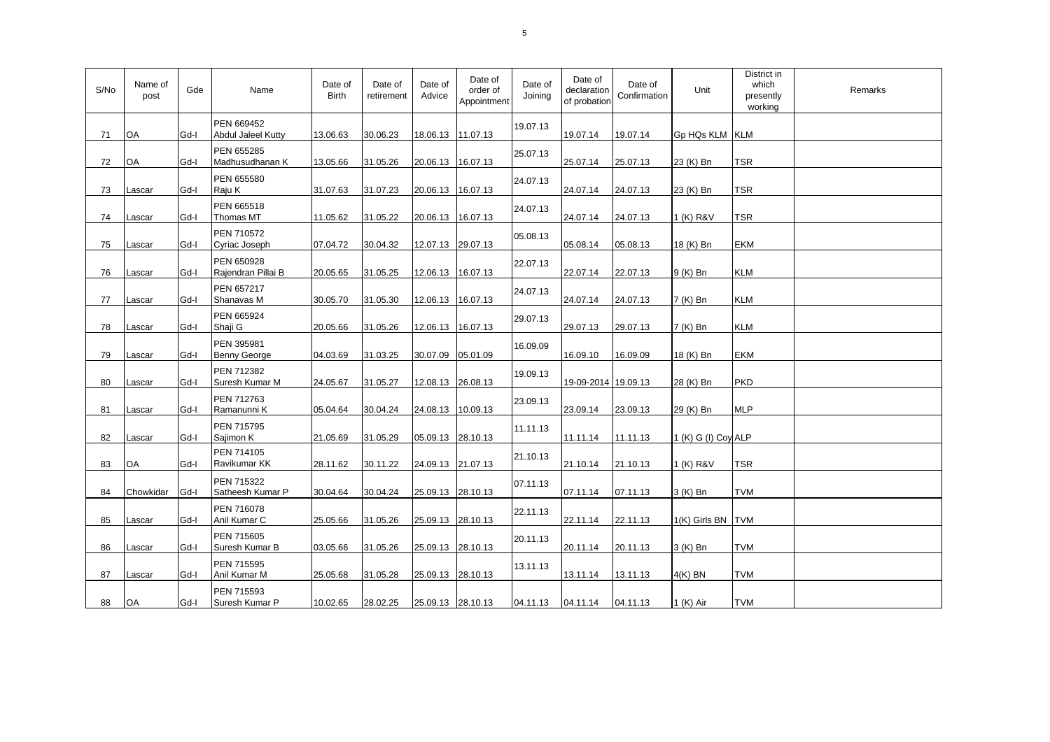| S/No | Name of post | Gde | Name | Date of Birth | Date of retirement | Date of Advice | Date of order of Appointment | Date of Joining | Date of declaration of probation | Date of Confirmation | Unit | District in which presently working | Remarks |
|---|---|---|---|---|---|---|---|---|---|---|---|---|---|
| 71 | OA | Gd-I | PEN 669452 Abdul Jaleel Kutty | 13.06.63 | 30.06.23 | 18.06.13 | 11.07.13 | 19.07.13 | 19.07.14 | 19.07.14 | Gp HQs KLM | KLM | |
| 72 | OA | Gd-I | PEN 655285 Madhusudhanan K | 13.05.66 | 31.05.26 | 20.06.13 | 16.07.13 | 25.07.13 | 25.07.14 | 25.07.13 | 23 (K) Bn | TSR | |
| 73 | Lascar | Gd-I | PEN 655580 Raju K | 31.07.63 | 31.07.23 | 20.06.13 | 16.07.13 | 24.07.13 | 24.07.14 | 24.07.13 | 23 (K) Bn | TSR | |
| 74 | Lascar | Gd-I | PEN 665518 Thomas MT | 11.05.62 | 31.05.22 | 20.06.13 | 16.07.13 | 24.07.13 | 24.07.14 | 24.07.13 | 1 (K) R&V | TSR | |
| 75 | Lascar | Gd-I | PEN 710572 Cyriac Joseph | 07.04.72 | 30.04.32 | 12.07.13 | 29.07.13 | 05.08.13 | 05.08.14 | 05.08.13 | 18 (K) Bn | EKM | |
| 76 | Lascar | Gd-I | PEN 650928 Rajendran Pillai B | 20.05.65 | 31.05.25 | 12.06.13 | 16.07.13 | 22.07.13 | 22.07.14 | 22.07.13 | 9 (K) Bn | KLM | |
| 77 | Lascar | Gd-I | PEN 657217 Shanavas M | 30.05.70 | 31.05.30 | 12.06.13 | 16.07.13 | 24.07.13 | 24.07.14 | 24.07.13 | 7 (K) Bn | KLM | |
| 78 | Lascar | Gd-I | PEN 665924 Shaji G | 20.05.66 | 31.05.26 | 12.06.13 | 16.07.13 | 29.07.13 | 29.07.13 | 29.07.13 | 7 (K) Bn | KLM | |
| 79 | Lascar | Gd-I | PEN 395981 Benny George | 04.03.69 | 31.03.25 | 30.07.09 | 05.01.09 | 16.09.09 | 16.09.10 | 16.09.09 | 18 (K) Bn | EKM | |
| 80 | Lascar | Gd-I | PEN 712382 Suresh Kumar M | 24.05.67 | 31.05.27 | 12.08.13 | 26.08.13 | 19.09.13 | 19-09-2014 | 19.09.13 | 28 (K) Bn | PKD | |
| 81 | Lascar | Gd-I | PEN 712763 Ramanunni K | 05.04.64 | 30.04.24 | 24.08.13 | 10.09.13 | 23.09.13 | 23.09.14 | 23.09.13 | 29 (K) Bn | MLP | |
| 82 | Lascar | Gd-I | PEN 715795 Sajimon K | 21.05.69 | 31.05.29 | 05.09.13 | 28.10.13 | 11.11.13 | 11.11.14 | 11.11.13 | 1 (K) G (I) Coy | ALP | |
| 83 | OA | Gd-I | PEN 714105 Ravikumar KK | 28.11.62 | 30.11.22 | 24.09.13 | 21.07.13 | 21.10.13 | 21.10.14 | 21.10.13 | 1 (K) R&V | TSR | |
| 84 | Chowkidar | Gd-I | PEN 715322 Satheesh Kumar P | 30.04.64 | 30.04.24 | 25.09.13 | 28.10.13 | 07.11.13 | 07.11.14 | 07.11.13 | 3 (K) Bn | TVM | |
| 85 | Lascar | Gd-I | PEN 716078 Anil Kumar C | 25.05.66 | 31.05.26 | 25.09.13 | 28.10.13 | 22.11.13 | 22.11.14 | 22.11.13 | 1(K) Girls BN | TVM | |
| 86 | Lascar | Gd-I | PEN 715605 Suresh Kumar B | 03.05.66 | 31.05.26 | 25.09.13 | 28.10.13 | 20.11.13 | 20.11.14 | 20.11.13 | 3 (K) Bn | TVM | |
| 87 | Lascar | Gd-I | PEN 715595 Anil Kumar M | 25.05.68 | 31.05.28 | 25.09.13 | 28.10.13 | 13.11.13 | 13.11.14 | 13.11.13 | 4(K) BN | TVM | |
| 88 | OA | Gd-I | PEN 715593 Suresh Kumar P | 10.02.65 | 28.02.25 | 25.09.13 | 28.10.13 | 04.11.13 | 04.11.14 | 04.11.13 | 1 (K) Air | TVM | |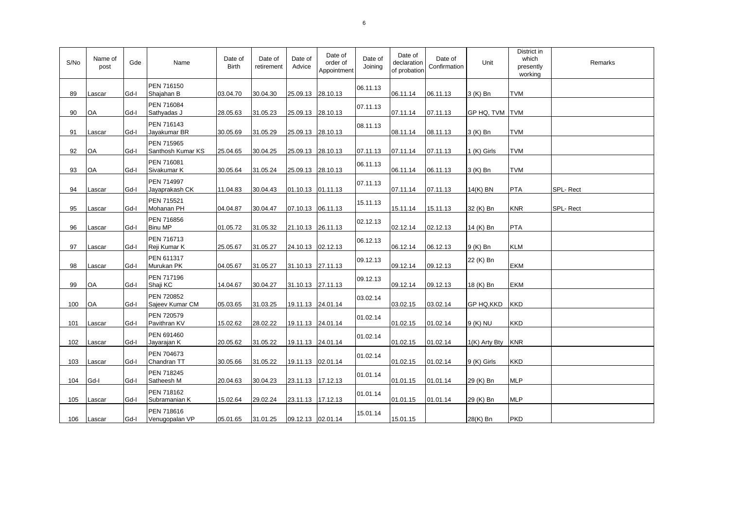| S/No | Name of post | Gde | Name | Date of Birth | Date of retirement | Date of Advice | Date of order of Appointment | Date of Joining | Date of declaration of probation | Date of Confirmation | Unit | District in which presently working | Remarks |
|---|---|---|---|---|---|---|---|---|---|---|---|---|---|
| 89 | Lascar | Gd-I | PEN 716150 Shajahan B | 03.04.70 | 30.04.30 | 25.09.13 | 28.10.13 | 06.11.13 | 06.11.14 | 06.11.13 | 3 (K) Bn | TVM | |
| 90 | OA | Gd-I | PEN 716084 Sathyadas J | 28.05.63 | 31.05.23 | 25.09.13 | 28.10.13 | 07.11.13 | 07.11.14 | 07.11.13 | GP HQ, TVM | TVM | |
| 91 | Lascar | Gd-I | PEN 716143 Jayakumar BR | 30.05.69 | 31.05.29 | 25.09.13 | 28.10.13 | 08.11.13 | 08.11.14 | 08.11.13 | 3 (K) Bn | TVM | |
| 92 | OA | Gd-I | PEN 715965 Santhosh Kumar KS | 25.04.65 | 30.04.25 | 25.09.13 | 28.10.13 | 07.11.13 | 07.11.14 | 07.11.13 | 1 (K) Girls | TVM | |
| 93 | OA | Gd-I | PEN 716081 Sivakumar K | 30.05.64 | 31.05.24 | 25.09.13 | 28.10.13 | 06.11.13 | 06.11.14 | 06.11.13 | 3 (K) Bn | TVM | |
| 94 | Lascar | Gd-I | PEN 714997 Jayaprakash CK | 11.04.83 | 30.04.43 | 01.10.13 | 01.11.13 | 07.11.13 | 07.11.14 | 07.11.13 | 14(K) BN | PTA | SPL- Rect |
| 95 | Lascar | Gd-I | PEN 715521 Mohanan PH | 04.04.87 | 30.04.47 | 07.10.13 | 06.11.13 | 15.11.13 | 15.11.14 | 15.11.13 | 32 (K) Bn | KNR | SPL- Rect |
| 96 | Lascar | Gd-I | PEN 716856 Binu MP | 01.05.72 | 31.05.32 | 21.10.13 | 26.11.13 | 02.12.13 | 02.12.14 | 02.12.13 | 14 (K) Bn | PTA | |
| 97 | Lascar | Gd-I | PEN 716713 Reji Kumar K | 25.05.67 | 31.05.27 | 24.10.13 | 02.12.13 | 06.12.13 | 06.12.14 | 06.12.13 | 9 (K) Bn | KLM | |
| 98 | Lascar | Gd-I | PEN 611317 Murukan PK | 04.05.67 | 31.05.27 | 31.10.13 | 27.11.13 | 09.12.13 | 09.12.14 | 09.12.13 | 22 (K) Bn | EKM | |
| 99 | OA | Gd-I | PEN 717196 Shaji KC | 14.04.67 | 30.04.27 | 31.10.13 | 27.11.13 | 09.12.13 | 09.12.14 | 09.12.13 | 18 (K) Bn | EKM | |
| 100 | OA | Gd-I | PEN 720852 Sajeev Kumar CM | 05.03.65 | 31.03.25 | 19.11.13 | 24.01.14 | 03.02.14 | 03.02.15 | 03.02.14 | GP HQ,KKD | KKD | |
| 101 | Lascar | Gd-I | PEN 720579 Pavithran KV | 15.02.62 | 28.02.22 | 19.11.13 | 24.01.14 | 01.02.14 | 01.02.15 | 01.02.14 | 9 (K) NU | KKD | |
| 102 | Lascar | Gd-I | PEN 691460 Jayarajan K | 20.05.62 | 31.05.22 | 19.11.13 | 24.01.14 | 01.02.14 | 01.02.15 | 01.02.14 | 1(K) Arty Bty | KNR | |
| 103 | Lascar | Gd-I | PEN 704673 Chandran TT | 30.05.66 | 31.05.22 | 19.11.13 | 02.01.14 | 01.02.14 | 01.02.15 | 01.02.14 | 9 (K) Girls | KKD | |
| 104 | Gd-I | Gd-I | PEN 718245 Satheesh M | 20.04.63 | 30.04.23 | 23.11.13 | 17.12.13 | 01.01.14 | 01.01.15 | 01.01.14 | 29 (K) Bn | MLP | |
| 105 | Lascar | Gd-I | PEN 718162 Subramanian K | 15.02.64 | 29.02.24 | 23.11.13 | 17.12.13 | 01.01.14 | 01.01.15 | 01.01.14 | 29 (K) Bn | MLP | |
| 106 | Lascar | Gd-I | PEN 718616 Venugopalan VP | 05.01.65 | 31.01.25 | 09.12.13 | 02.01.14 | 15.01.14 | 15.01.15 | | 28(K) Bn | PKD | |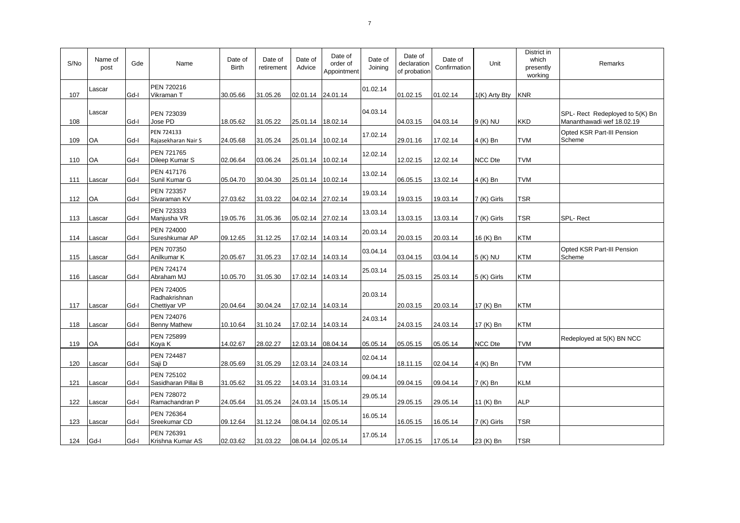| S/No | Name of post | Gde | Name | Date of Birth | Date of retirement | Date of Advice | Date of order of Appointment | Date of Joining | Date of declaration of probation | Date of Confirmation | Unit | District in which presently working | Remarks |
|---|---|---|---|---|---|---|---|---|---|---|---|---|---|
| 107 | Lascar | Gd-I | PEN 720216 Vikraman T | 30.05.66 | 31.05.26 | 02.01.14 | 24.01.14 | 01.02.14 | 01.02.15 | 01.02.14 | 1(K) Arty Bty | KNR | |
| 108 | Lascar | Gd-I | PEN 723039 Jose PD | 18.05.62 | 31.05.22 | 25.01.14 | 18.02.14 | 04.03.14 | 04.03.15 | 04.03.14 | 9 (K) NU | KKD | SPL- Rect Redeployed to 5(K) Bn Mananthawadi wef 18.02.19 |
| 109 | OA | Gd-I | PEN 724133 Rajasekharan Nair S | 24.05.68 | 31.05.24 | 25.01.14 | 10.02.14 | 17.02.14 | 29.01.16 | 17.02.14 | 4 (K) Bn | TVM | Opted KSR Part-III Pension Scheme |
| 110 | OA | Gd-I | PEN 721765 Dileep Kumar S | 02.06.64 | 03.06.24 | 25.01.14 | 10.02.14 | 12.02.14 | 12.02.15 | 12.02.14 | NCC Dte | TVM | |
| 111 | Lascar | Gd-I | PEN 417176 Sunil Kumar G | 05.04.70 | 30.04.30 | 25.01.14 | 10.02.14 | 13.02.14 | 06.05.15 | 13.02.14 | 4 (K) Bn | TVM | |
| 112 | OA | Gd-I | PEN 723357 Sivaraman KV | 27.03.62 | 31.03.22 | 04.02.14 | 27.02.14 | 19.03.14 | 19.03.15 | 19.03.14 | 7 (K) Girls | TSR | |
| 113 | Lascar | Gd-I | PEN 723333 Manjusha VR | 19.05.76 | 31.05.36 | 05.02.14 | 27.02.14 | 13.03.14 | 13.03.15 | 13.03.14 | 7 (K) Girls | TSR | SPL- Rect |
| 114 | Lascar | Gd-I | PEN 724000 Sureshkumar AP | 09.12.65 | 31.12.25 | 17.02.14 | 14.03.14 | 20.03.14 | 20.03.15 | 20.03.14 | 16 (K) Bn | KTM | |
| 115 | Lascar | Gd-I | PEN 707350 Anilkumar K | 20.05.67 | 31.05.23 | 17.02.14 | 14.03.14 | 03.04.14 | 03.04.15 | 03.04.14 | 5 (K) NU | KTM | Opted KSR Part-III Pension Scheme |
| 116 | Lascar | Gd-I | PEN 724174 Abraham MJ | 10.05.70 | 31.05.30 | 17.02.14 | 14.03.14 | 25.03.14 | 25.03.15 | 25.03.14 | 5 (K) Girls | KTM | |
| 117 | Lascar | Gd-I | PEN 724005 Radhakrishnan Chettiyar VP | 20.04.64 | 30.04.24 | 17.02.14 | 14.03.14 | 20.03.14 | 20.03.15 | 20.03.14 | 17 (K) Bn | KTM | |
| 118 | Lascar | Gd-I | PEN 724076 Benny Mathew | 10.10.64 | 31.10.24 | 17.02.14 | 14.03.14 | 24.03.14 | 24.03.15 | 24.03.14 | 17 (K) Bn | KTM | |
| 119 | OA | Gd-I | PEN 725899 Koya K | 14.02.67 | 28.02.27 | 12.03.14 | 08.04.14 | 05.05.14 | 05.05.15 | 05.05.14 | NCC Dte | TVM | Redeployed at 5(K) BN NCC |
| 120 | Lascar | Gd-I | PEN 724487 Saji D | 28.05.69 | 31.05.29 | 12.03.14 | 24.03.14 | 02.04.14 | 18.11.15 | 02.04.14 | 4 (K) Bn | TVM | |
| 121 | Lascar | Gd-I | PEN 725102 Sasidharan Pillai B | 31.05.62 | 31.05.22 | 14.03.14 | 31.03.14 | 09.04.14 | 09.04.15 | 09.04.14 | 7 (K) Bn | KLM | |
| 122 | Lascar | Gd-I | PEN 728072 Ramachandran P | 24.05.64 | 31.05.24 | 24.03.14 | 15.05.14 | 29.05.14 | 29.05.15 | 29.05.14 | 11 (K) Bn | ALP | |
| 123 | Lascar | Gd-I | PEN 726364 Sreekumar CD | 09.12.64 | 31.12.24 | 08.04.14 | 02.05.14 | 16.05.14 | 16.05.15 | 16.05.14 | 7 (K) Girls | TSR | |
| 124 | Gd-I | Gd-I | PEN 726391 Krishna Kumar AS | 02.03.62 | 31.03.22 | 08.04.14 | 02.05.14 | 17.05.14 | 17.05.15 | 17.05.14 | 23 (K) Bn | TSR | |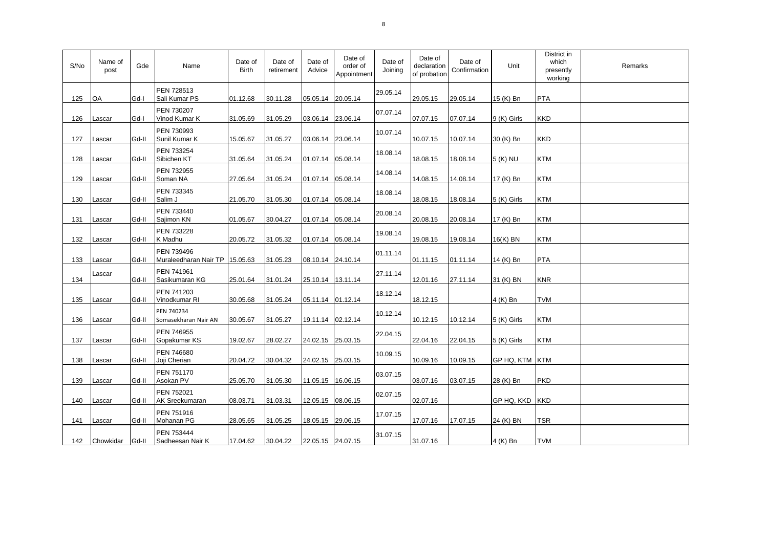| S/No | Name of post | Gde | Name | Date of Birth | Date of retirement | Date of Advice | Date of order of Appointment | Date of Joining | Date of declaration of probation | Date of Confirmation | Unit | District in which presently working | Remarks |
|---|---|---|---|---|---|---|---|---|---|---|---|---|---|
| 125 | OA | Gd-I | PEN 728513 Sali Kumar PS | 01.12.68 | 30.11.28 | 05.05.14 | 20.05.14 | 29.05.14 | 29.05.15 | 29.05.14 | 15 (K) Bn | PTA | |
| 126 | Lascar | Gd-I | PEN 730207 Vinod Kumar K | 31.05.69 | 31.05.29 | 03.06.14 | 23.06.14 | 07.07.14 | 07.07.15 | 07.07.14 | 9 (K) Girls | KKD | |
| 127 | Lascar | Gd-II | PEN 730993 Sunil Kumar K | 15.05.67 | 31.05.27 | 03.06.14 | 23.06.14 | 10.07.14 | 10.07.15 | 10.07.14 | 30 (K) Bn | KKD | |
| 128 | Lascar | Gd-II | PEN 733254 Sibichen KT | 31.05.64 | 31.05.24 | 01.07.14 | 05.08.14 | 18.08.14 | 18.08.15 | 18.08.14 | 5 (K) NU | KTM | |
| 129 | Lascar | Gd-II | PEN 732955 Soman NA | 27.05.64 | 31.05.24 | 01.07.14 | 05.08.14 | 14.08.14 | 14.08.15 | 14.08.14 | 17 (K) Bn | KTM | |
| 130 | Lascar | Gd-II | PEN 733345 Salim J | 21.05.70 | 31.05.30 | 01.07.14 | 05.08.14 | 18.08.14 | 18.08.15 | 18.08.14 | 5 (K) Girls | KTM | |
| 131 | Lascar | Gd-II | PEN 733440 Sajimon KN | 01.05.67 | 30.04.27 | 01.07.14 | 05.08.14 | 20.08.14 | 20.08.15 | 20.08.14 | 17 (K) Bn | KTM | |
| 132 | Lascar | Gd-II | PEN 733228 K Madhu | 20.05.72 | 31.05.32 | 01.07.14 | 05.08.14 | 19.08.14 | 19.08.15 | 19.08.14 | 16(K) BN | KTM | |
| 133 | Lascar | Gd-II | PEN 739496 Muraleedharan Nair TP | 15.05.63 | 31.05.23 | 08.10.14 | 24.10.14 | 01.11.14 | 01.11.15 | 01.11.14 | 14 (K) Bn | PTA | |
| 134 | Lascar | Gd-II | PEN 741961 Sasikumaran KG | 25.01.64 | 31.01.24 | 25.10.14 | 13.11.14 | 27.11.14 | 12.01.16 | 27.11.14 | 31 (K) BN | KNR | |
| 135 | Lascar | Gd-II | PEN 741203 Vinodkumar RI | 30.05.68 | 31.05.24 | 05.11.14 | 01.12.14 | 18.12.14 | 18.12.15 | | 4 (K) Bn | TVM | |
| 136 | Lascar | Gd-II | PEN 740234 Somasekharan Nair AN | 30.05.67 | 31.05.27 | 19.11.14 | 02.12.14 | 10.12.14 | 10.12.15 | 10.12.14 | 5 (K) Girls | KTM | |
| 137 | Lascar | Gd-II | PEN 746955 Gopakumar KS | 19.02.67 | 28.02.27 | 24.02.15 | 25.03.15 | 22.04.15 | 22.04.16 | 22.04.15 | 5 (K) Girls | KTM | |
| 138 | Lascar | Gd-II | PEN 746680 Joji Cherian | 20.04.72 | 30.04.32 | 24.02.15 | 25.03.15 | 10.09.15 | 10.09.16 | 10.09.15 | GP HQ, KTM | KTM | |
| 139 | Lascar | Gd-II | PEN 751170 Asokan PV | 25.05.70 | 31.05.30 | 11.05.15 | 16.06.15 | 03.07.15 | 03.07.16 | 03.07.15 | 28 (K) Bn | PKD | |
| 140 | Lascar | Gd-II | PEN 752021 AK Sreekumaran | 08.03.71 | 31.03.31 | 12.05.15 | 08.06.15 | 02.07.15 | 02.07.16 | | GP HQ, KKD | KKD | |
| 141 | Lascar | Gd-II | PEN 751916 Mohanan PG | 28.05.65 | 31.05.25 | 18.05.15 | 29.06.15 | 17.07.15 | 17.07.16 | 17.07.15 | 24 (K) BN | TSR | |
| 142 | Chowkidar | Gd-II | PEN 753444 Sadheesan Nair K | 17.04.62 | 30.04.22 | 22.05.15 | 24.07.15 | 31.07.15 | 31.07.16 | | 4 (K) Bn | TVM | |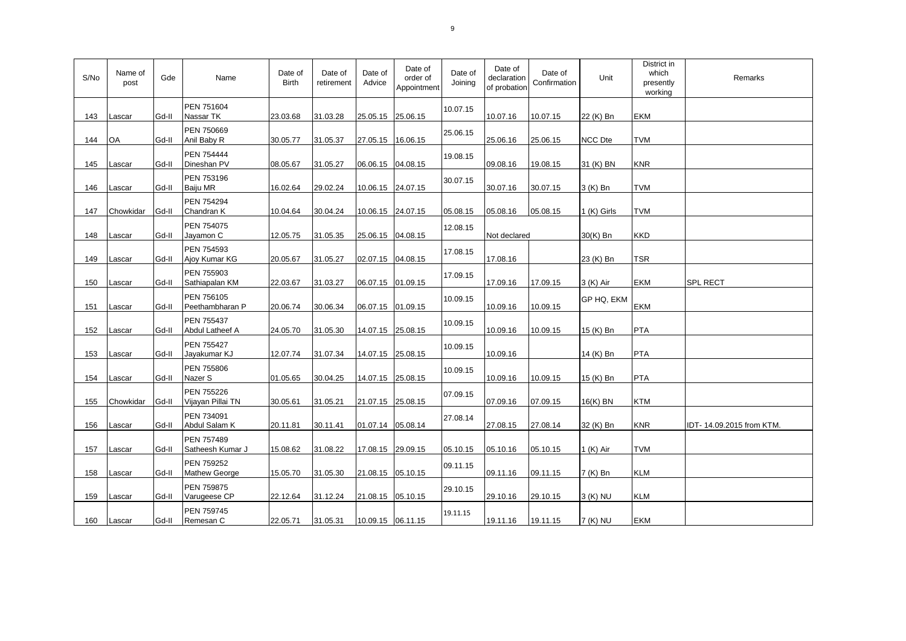| S/No | Name of post | Gde | Name | Date of Birth | Date of retirement | Date of Advice | Date of order of Appointment | Date of Joining | Date of declaration of probation | Date of Confirmation | Unit | District in which presently working | Remarks |
|---|---|---|---|---|---|---|---|---|---|---|---|---|---|
| 143 | Lascar | Gd-II | PEN 751604 Nassar TK | 23.03.68 | 31.03.28 | 25.05.15 | 25.06.15 | 10.07.15 | 10.07.16 | 10.07.15 | 22 (K) Bn | EKM | |
| 144 | OA | Gd-II | PEN 750669 Anil Baby R | 30.05.77 | 31.05.37 | 27.05.15 | 16.06.15 | 25.06.15 | 25.06.16 | 25.06.15 | NCC Dte | TVM | |
| 145 | Lascar | Gd-II | PEN 754444 Dineshan PV | 08.05.67 | 31.05.27 | 06.06.15 | 04.08.15 | 19.08.15 | 09.08.16 | 19.08.15 | 31 (K) BN | KNR | |
| 146 | Lascar | Gd-II | PEN 753196 Baiju MR | 16.02.64 | 29.02.24 | 10.06.15 | 24.07.15 | 30.07.15 | 30.07.16 | 30.07.15 | 3 (K) Bn | TVM | |
| 147 | Chowkidar | Gd-II | PEN 754294 Chandran K | 10.04.64 | 30.04.24 | 10.06.15 | 24.07.15 | 05.08.15 | 05.08.16 | 05.08.15 | 1 (K) Girls | TVM | |
| 148 | Lascar | Gd-II | PEN 754075 Jayamon C | 12.05.75 | 31.05.35 | 25.06.15 | 04.08.15 | 12.08.15 | Not declared | | 30(K) Bn | KKD | |
| 149 | Lascar | Gd-II | PEN 754593 Ajoy Kumar KG | 20.05.67 | 31.05.27 | 02.07.15 | 04.08.15 | 17.08.15 | 17.08.16 | | 23 (K) Bn | TSR | |
| 150 | Lascar | Gd-II | PEN 755903 Sathiapalan KM | 22.03.67 | 31.03.27 | 06.07.15 | 01.09.15 | 17.09.15 | 17.09.16 | 17.09.15 | 3 (K) Air | EKM | SPL RECT |
| 151 | Lascar | Gd-II | PEN 756105 Peethambharan P | 20.06.74 | 30.06.34 | 06.07.15 | 01.09.15 | 10.09.15 | 10.09.16 | 10.09.15 | GP HQ, EKM | EKM | |
| 152 | Lascar | Gd-II | PEN 755437 Abdul Latheef A | 24.05.70 | 31.05.30 | 14.07.15 | 25.08.15 | 10.09.15 | 10.09.16 | 10.09.15 | 15 (K) Bn | PTA | |
| 153 | Lascar | Gd-II | PEN 755427 Jayakumar KJ | 12.07.74 | 31.07.34 | 14.07.15 | 25.08.15 | 10.09.15 | 10.09.16 | | 14 (K) Bn | PTA | |
| 154 | Lascar | Gd-II | PEN 755806 Nazer S | 01.05.65 | 30.04.25 | 14.07.15 | 25.08.15 | 10.09.15 | 10.09.16 | 10.09.15 | 15 (K) Bn | PTA | |
| 155 | Chowkidar | Gd-II | PEN 755226 Vijayan Pillai TN | 30.05.61 | 31.05.21 | 21.07.15 | 25.08.15 | 07.09.15 | 07.09.16 | 07.09.15 | 16(K) BN | KTM | |
| 156 | Lascar | Gd-II | PEN 734091 Abdul Salam K | 20.11.81 | 30.11.41 | 01.07.14 | 05.08.14 | 27.08.14 | 27.08.15 | 27.08.14 | 32 (K) Bn | KNR | IDT- 14.09.2015 from KTM. |
| 157 | Lascar | Gd-II | PEN 757489 Satheesh Kumar J | 15.08.62 | 31.08.22 | 17.08.15 | 29.09.15 | 05.10.15 | 05.10.16 | 05.10.15 | 1 (K) Air | TVM | |
| 158 | Lascar | Gd-II | PEN 759252 Mathew George | 15.05.70 | 31.05.30 | 21.08.15 | 05.10.15 | 09.11.15 | 09.11.16 | 09.11.15 | 7 (K) Bn | KLM | |
| 159 | Lascar | Gd-II | PEN 759875 Varugeese CP | 22.12.64 | 31.12.24 | 21.08.15 | 05.10.15 | 29.10.15 | 29.10.16 | 29.10.15 | 3 (K) NU | KLM | |
| 160 | Lascar | Gd-II | PEN 759745 Remesan C | 22.05.71 | 31.05.31 | 10.09.15 | 06.11.15 | 19.11.15 | 19.11.16 | 19.11.15 | 7 (K) NU | EKM | |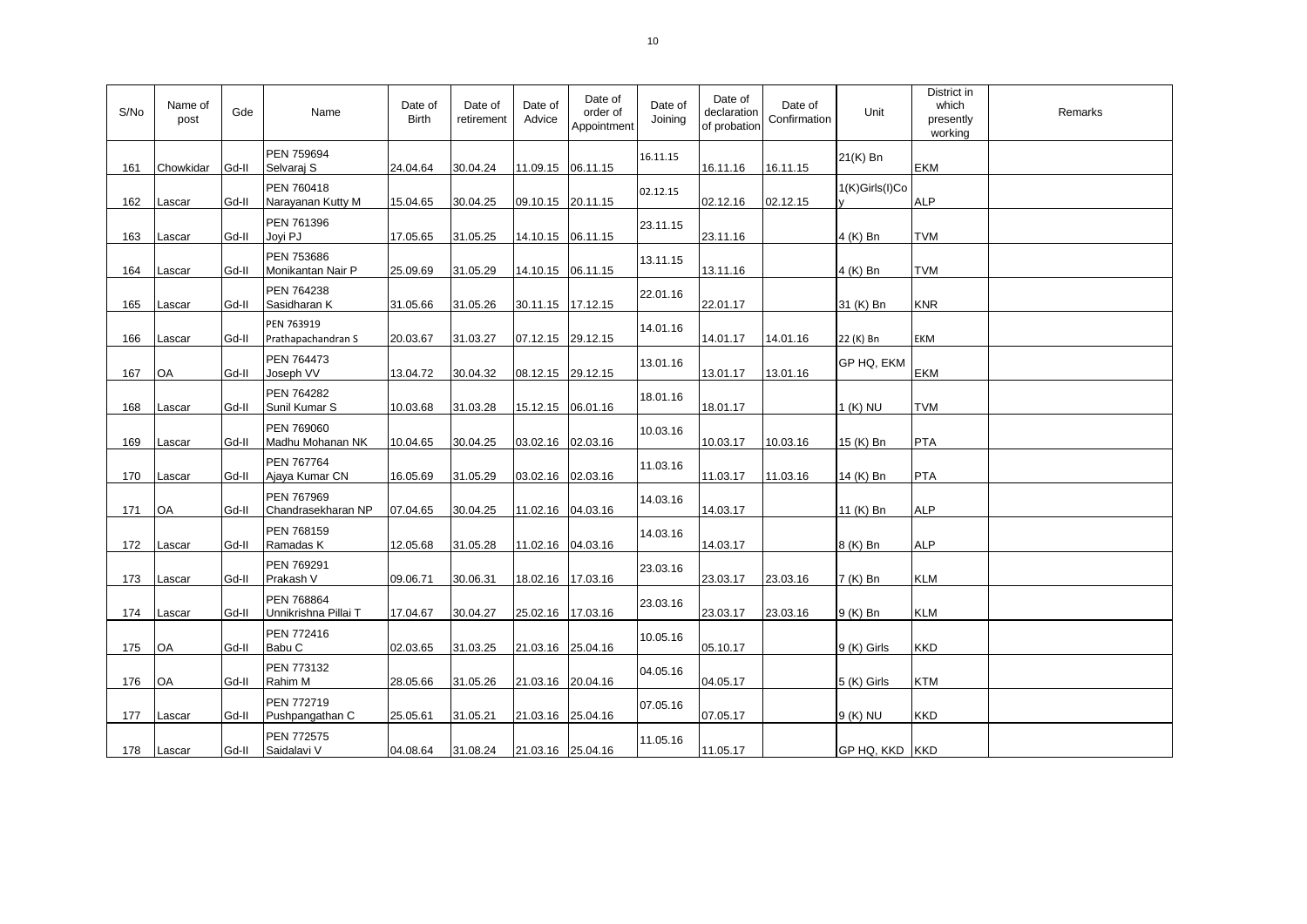| S/No | Name of post | Gde | Name | Date of Birth | Date of retirement | Date of Advice | Date of order of Appointment | Date of Joining | Date of declaration of probation | Date of Confirmation | Unit | District in which presently working | Remarks |
|---|---|---|---|---|---|---|---|---|---|---|---|---|---|
| 161 | Chowkidar | Gd-II | PEN 759694 Selvaraj S | 24.04.64 | 30.04.24 | 11.09.15 | 06.11.15 | 16.11.15 | 16.11.16 | 16.11.15 | 21(K) Bn | EKM | |
| 162 | Lascar | Gd-II | PEN 760418 Narayanan Kutty M | 15.04.65 | 30.04.25 | 09.10.15 | 20.11.15 | 02.12.15 | 02.12.16 | 02.12.15 | 1(K)Girls(I)Coy | ALP | |
| 163 | Lascar | Gd-II | PEN 761396 Joyi PJ | 17.05.65 | 31.05.25 | 14.10.15 | 06.11.15 | 23.11.15 | 23.11.16 | | 4 (K) Bn | TVM | |
| 164 | Lascar | Gd-II | PEN 753686 Monikantan Nair P | 25.09.69 | 31.05.29 | 14.10.15 | 06.11.15 | 13.11.15 | 13.11.16 | | 4 (K) Bn | TVM | |
| 165 | Lascar | Gd-II | PEN 764238 Sasidharan K | 31.05.66 | 31.05.26 | 30.11.15 | 17.12.15 | 22.01.16 | 22.01.17 | | 31 (K) Bn | KNR | |
| 166 | Lascar | Gd-II | PEN 763919 Prathapachandran S | 20.03.67 | 31.03.27 | 07.12.15 | 29.12.15 | 14.01.16 | 14.01.17 | 14.01.16 | 22 (K) Bn | EKM | |
| 167 | OA | Gd-II | PEN 764473 Joseph VV | 13.04.72 | 30.04.32 | 08.12.15 | 29.12.15 | 13.01.16 | 13.01.17 | 13.01.16 | GP HQ, EKM | EKM | |
| 168 | Lascar | Gd-II | PEN 764282 Sunil Kumar S | 10.03.68 | 31.03.28 | 15.12.15 | 06.01.16 | 18.01.16 | 18.01.17 | | 1 (K) NU | TVM | |
| 169 | Lascar | Gd-II | PEN 769060 Madhu Mohanan NK | 10.04.65 | 30.04.25 | 03.02.16 | 02.03.16 | 10.03.16 | 10.03.17 | 10.03.16 | 15 (K) Bn | PTA | |
| 170 | Lascar | Gd-II | PEN 767764 Ajaya Kumar CN | 16.05.69 | 31.05.29 | 03.02.16 | 02.03.16 | 11.03.16 | 11.03.17 | 11.03.16 | 14 (K) Bn | PTA | |
| 171 | OA | Gd-II | PEN 767969 Chandrasekharan NP | 07.04.65 | 30.04.25 | 11.02.16 | 04.03.16 | 14.03.16 | 14.03.17 | | 11 (K) Bn | ALP | |
| 172 | Lascar | Gd-II | PEN 768159 Ramadas K | 12.05.68 | 31.05.28 | 11.02.16 | 04.03.16 | 14.03.16 | 14.03.17 | | 8 (K) Bn | ALP | |
| 173 | Lascar | Gd-II | PEN 769291 Prakash V | 09.06.71 | 30.06.31 | 18.02.16 | 17.03.16 | 23.03.16 | 23.03.17 | 23.03.16 | 7 (K) Bn | KLM | |
| 174 | Lascar | Gd-II | PEN 768864 Unnikrishna Pillai T | 17.04.67 | 30.04.27 | 25.02.16 | 17.03.16 | 23.03.16 | 23.03.17 | 23.03.16 | 9 (K) Bn | KLM | |
| 175 | OA | Gd-II | PEN 772416 Babu C | 02.03.65 | 31.03.25 | 21.03.16 | 25.04.16 | 10.05.16 | 05.10.17 | | 9 (K) Girls | KKD | |
| 176 | OA | Gd-II | PEN 773132 Rahim M | 28.05.66 | 31.05.26 | 21.03.16 | 20.04.16 | 04.05.16 | 04.05.17 | | 5 (K) Girls | KTM | |
| 177 | Lascar | Gd-II | PEN 772719 Pushpangathan C | 25.05.61 | 31.05.21 | 21.03.16 | 25.04.16 | 07.05.16 | 07.05.17 | | 9 (K) NU | KKD | |
| 178 | Lascar | Gd-II | PEN 772575 Saidalavi V | 04.08.64 | 31.08.24 | 21.03.16 | 25.04.16 | 11.05.16 | 11.05.17 | | GP HQ, KKD | KKD | |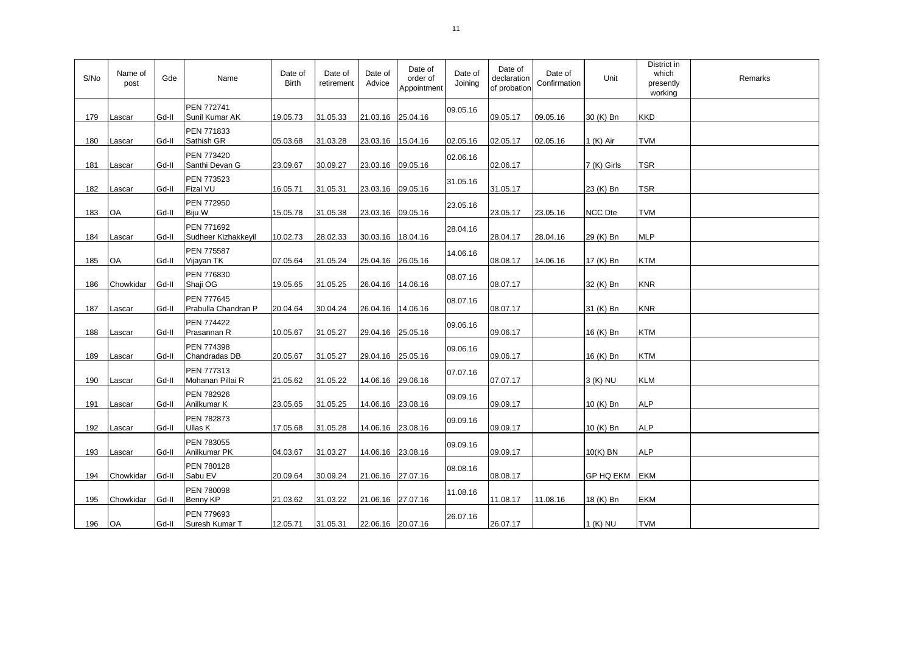| S/No | Name of post | Gde | Name | Date of Birth | Date of retirement | Date of Advice | Date of order of Appointment | Date of Joining | Date of declaration of probation | Date of Confirmation | Unit | District in which presently working | Remarks |
|---|---|---|---|---|---|---|---|---|---|---|---|---|---|
| 179 | Lascar | Gd-II | PEN 772741 Sunil Kumar AK | 19.05.73 | 31.05.33 | 21.03.16 | 25.04.16 | 09.05.16 | 09.05.17 | 09.05.16 | 30 (K) Bn | KKD | |
| 180 | Lascar | Gd-II | PEN 771833 Sathish GR | 05.03.68 | 31.03.28 | 23.03.16 | 15.04.16 | 02.05.16 | 02.05.17 | 02.05.16 | 1 (K) Air | TVM | |
| 181 | Lascar | Gd-II | PEN 773420 Santhi Devan G | 23.09.67 | 30.09.27 | 23.03.16 | 09.05.16 | 02.06.16 | 02.06.17 | | 7 (K) Girls | TSR | |
| 182 | Lascar | Gd-II | PEN 773523 Fizal VU | 16.05.71 | 31.05.31 | 23.03.16 | 09.05.16 | 31.05.16 | 31.05.17 | | 23 (K) Bn | TSR | |
| 183 | OA | Gd-II | PEN 772950 Biju W | 15.05.78 | 31.05.38 | 23.03.16 | 09.05.16 | 23.05.16 | 23.05.17 | 23.05.16 | NCC Dte | TVM | |
| 184 | Lascar | Gd-II | PEN 771692 Sudheer Kizhakkeyil | 10.02.73 | 28.02.33 | 30.03.16 | 18.04.16 | 28.04.16 | 28.04.17 | 28.04.16 | 29 (K) Bn | MLP | |
| 185 | OA | Gd-II | PEN 775587 Vijayan TK | 07.05.64 | 31.05.24 | 25.04.16 | 26.05.16 | 14.06.16 | 08.08.17 | 14.06.16 | 17 (K) Bn | KTM | |
| 186 | Chowkidar | Gd-II | PEN 776830 Shaji OG | 19.05.65 | 31.05.25 | 26.04.16 | 14.06.16 | 08.07.16 | 08.07.17 | | 32 (K) Bn | KNR | |
| 187 | Lascar | Gd-II | PEN 777645 Prabulla Chandran P | 20.04.64 | 30.04.24 | 26.04.16 | 14.06.16 | 08.07.16 | 08.07.17 | | 31 (K) Bn | KNR | |
| 188 | Lascar | Gd-II | PEN 774422 Prasannan R | 10.05.67 | 31.05.27 | 29.04.16 | 25.05.16 | 09.06.16 | 09.06.17 | | 16 (K) Bn | KTM | |
| 189 | Lascar | Gd-II | PEN 774398 Chandradas DB | 20.05.67 | 31.05.27 | 29.04.16 | 25.05.16 | 09.06.16 | 09.06.17 | | 16 (K) Bn | KTM | |
| 190 | Lascar | Gd-II | PEN 777313 Mohanan Pillai R | 21.05.62 | 31.05.22 | 14.06.16 | 29.06.16 | 07.07.16 | 07.07.17 | | 3 (K) NU | KLM | |
| 191 | Lascar | Gd-II | PEN 782926 Anilkumar K | 23.05.65 | 31.05.25 | 14.06.16 | 23.08.16 | 09.09.16 | 09.09.17 | | 10 (K) Bn | ALP | |
| 192 | Lascar | Gd-II | PEN 782873 Ullas K | 17.05.68 | 31.05.28 | 14.06.16 | 23.08.16 | 09.09.16 | 09.09.17 | | 10 (K) Bn | ALP | |
| 193 | Lascar | Gd-II | PEN 783055 Anilkumar PK | 04.03.67 | 31.03.27 | 14.06.16 | 23.08.16 | 09.09.16 | 09.09.17 | | 10(K) BN | ALP | |
| 194 | Chowkidar | Gd-II | PEN 780128 Sabu EV | 20.09.64 | 30.09.24 | 21.06.16 | 27.07.16 | 08.08.16 | 08.08.17 | | GP HQ EKM | EKM | |
| 195 | Chowkidar | Gd-II | PEN 780098 Benny KP | 21.03.62 | 31.03.22 | 21.06.16 | 27.07.16 | 11.08.16 | 11.08.17 | 11.08.16 | 18 (K) Bn | EKM | |
| 196 | OA | Gd-II | PEN 779693 Suresh Kumar T | 12.05.71 | 31.05.31 | 22.06.16 | 20.07.16 | 26.07.16 | 26.07.17 | | 1 (K) NU | TVM | |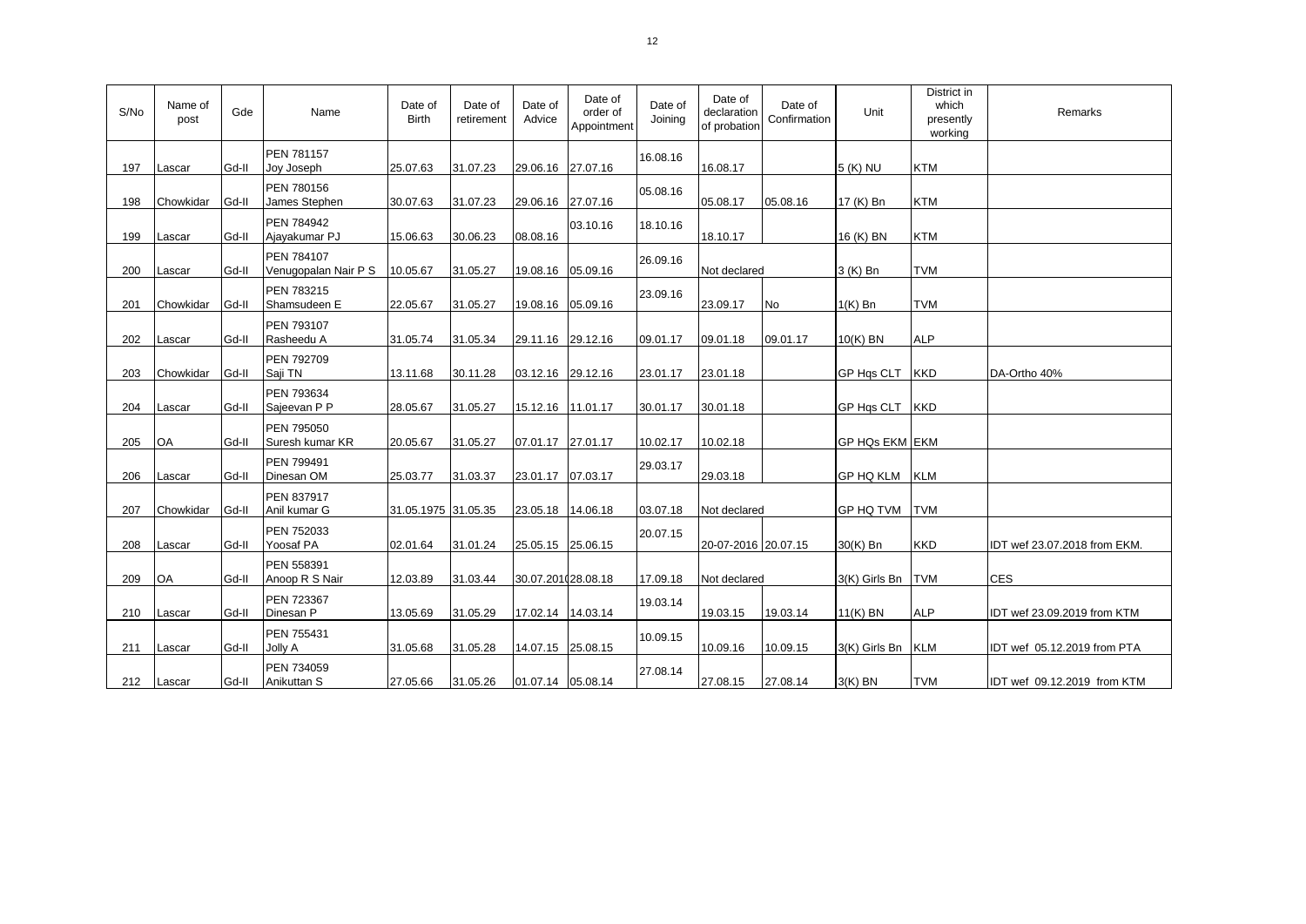| S/No | Name of post | Gde | Name | Date of Birth | Date of retirement | Date of Advice | Date of order of Appointment | Date of Joining | Date of declaration of probation | Date of Confirmation | Unit | District in which presently working | Remarks |
|---|---|---|---|---|---|---|---|---|---|---|---|---|---|
| 197 | Lascar | Gd-II | PEN 781157 Joy Joseph | 25.07.63 | 31.07.23 | 29.06.16 | 27.07.16 | 16.08.16 | 16.08.17 | | 5 (K) NU | KTM | |
| 198 | Chowkidar | Gd-II | PEN 780156 James Stephen | 30.07.63 | 31.07.23 | 29.06.16 | 27.07.16 | 05.08.16 | 05.08.17 | 05.08.16 | 17 (K) Bn | KTM | |
| 199 | Lascar | Gd-II | PEN 784942 Ajayakumar PJ | 15.06.63 | 30.06.23 | 08.08.16 | 03.10.16 | 18.10.16 | 18.10.17 | | 16 (K) BN | KTM | |
| 200 | Lascar | Gd-II | PEN 784107 Venugopalan Nair P S | 10.05.67 | 31.05.27 | 19.08.16 | 05.09.16 | 26.09.16 | Not declared | | 3 (K) Bn | TVM | |
| 201 | Chowkidar | Gd-II | PEN 783215 Shamsudeen E | 22.05.67 | 31.05.27 | 19.08.16 | 05.09.16 | 23.09.16 | 23.09.17 | No | 1(K) Bn | TVM | |
| 202 | Lascar | Gd-II | PEN 793107 Rasheedu A | 31.05.74 | 31.05.34 | 29.11.16 | 29.12.16 | 09.01.17 | 09.01.18 | 09.01.17 | 10(K) BN | ALP | |
| 203 | Chowkidar | Gd-II | PEN 792709 Saji TN | 13.11.68 | 30.11.28 | 03.12.16 | 29.12.16 | 23.01.17 | 23.01.18 | | GP Hqs CLT | KKD | DA-Ortho 40% |
| 204 | Lascar | Gd-II | PEN 793634 Sajeevan P P | 28.05.67 | 31.05.27 | 15.12.16 | 11.01.17 | 30.01.17 | 30.01.18 | | GP Hqs CLT | KKD | |
| 205 | OA | Gd-II | PEN 795050 Suresh kumar KR | 20.05.67 | 31.05.27 | 07.01.17 | 27.01.17 | 10.02.17 | 10.02.18 | | GP HQs EKM | EKM | |
| 206 | Lascar | Gd-II | PEN 799491 Dinesan OM | 25.03.77 | 31.03.37 | 23.01.17 | 07.03.17 | 29.03.17 | 29.03.18 | | GP HQ KLM | KLM | |
| 207 | Chowkidar | Gd-II | PEN 837917 Anil kumar G | 31.05.1975 | 31.05.35 | 23.05.18 | 14.06.18 | 03.07.18 | Not declared | | GP HQ TVM | TVM | |
| 208 | Lascar | Gd-II | PEN 752033 Yoosaf PA | 02.01.64 | 31.01.24 | 25.05.15 | 25.06.15 | 20.07.15 | 20-07-2016 | 20.07.15 | 30(K) Bn | KKD | IDT wef 23.07.2018 from EKM. |
| 209 | OA | Gd-II | PEN 558391 Anoop R S Nair | 12.03.89 | 31.03.44 | 30.07.201( | 28.08.18 | 17.09.18 | Not declared | | 3(K) Girls Bn | TVM | CES |
| 210 | Lascar | Gd-II | PEN 723367 Dinesan P | 13.05.69 | 31.05.29 | 17.02.14 | 14.03.14 | 19.03.14 | 19.03.15 | 19.03.14 | 11(K) BN | ALP | IDT wef 23.09.2019 from KTM |
| 211 | Lascar | Gd-II | PEN 755431 Jolly A | 31.05.68 | 31.05.28 | 14.07.15 | 25.08.15 | 10.09.15 | 10.09.16 | 10.09.15 | 3(K) Girls Bn | KLM | IDT wef 05.12.2019 from PTA |
| 212 | Lascar | Gd-II | PEN 734059 Anikuttan S | 27.05.66 | 31.05.26 | 01.07.14 | 05.08.14 | 27.08.14 | 27.08.15 | 27.08.14 | 3(K) BN | TVM | IDT wef 09.12.2019 from KTM |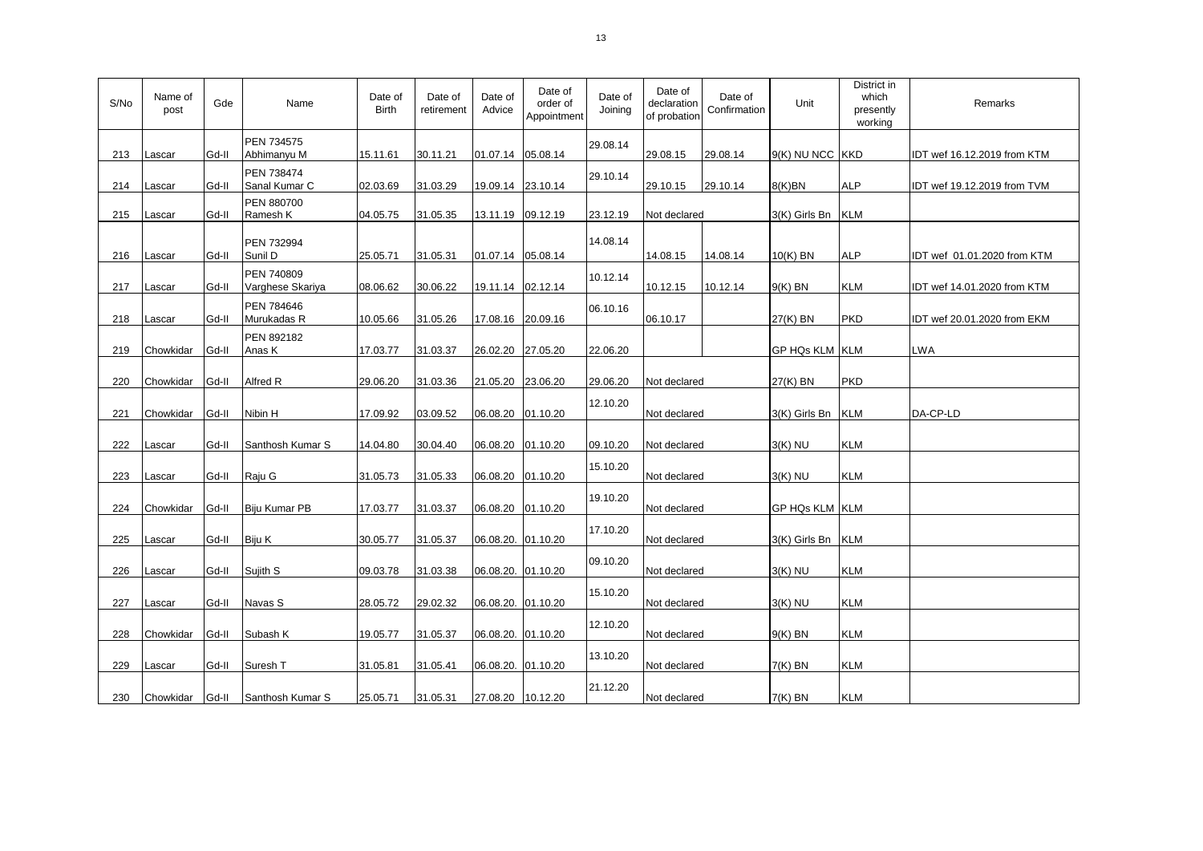| S/No | Name of post | Gde | Name | Date of Birth | Date of retirement | Date of Advice | Date of order of Appointment | Date of Joining | Date of declaration of probation | Date of Confirmation | Unit | District in which presently working | Remarks |
|---|---|---|---|---|---|---|---|---|---|---|---|---|---|
| 213 | Lascar | Gd-II | PEN 734575 Abhimanyu M | 15.11.61 | 30.11.21 | 01.07.14 | 05.08.14 | 29.08.14 | 29.08.15 | 29.08.14 | 9(K) NU NCC | KKD | IDT wef 16.12.2019 from KTM |
| 214 | Lascar | Gd-II | PEN 738474 Sanal Kumar C | 02.03.69 | 31.03.29 | 19.09.14 | 23.10.14 | 29.10.14 | 29.10.15 | 29.10.14 | 8(K)BN | ALP | IDT wef 19.12.2019 from TVM |
| 215 | Lascar | Gd-II | PEN 880700 Ramesh K | 04.05.75 | 31.05.35 | 13.11.19 | 09.12.19 | 23.12.19 | Not declared | | 3(K) Girls Bn | KLM | |
| 216 | Lascar | Gd-II | PEN 732994 Sunil D | 25.05.71 | 31.05.31 | 01.07.14 | 05.08.14 | 14.08.14 | 14.08.15 | 14.08.14 | 10(K) BN | ALP | IDT wef 01.01.2020 from KTM |
| 217 | Lascar | Gd-II | PEN 740809 Varghese Skariya | 08.06.62 | 30.06.22 | 19.11.14 | 02.12.14 | 10.12.14 | 10.12.15 | 10.12.14 | 9(K) BN | KLM | IDT wef 14.01.2020 from KTM |
| 218 | Lascar | Gd-II | PEN 784646 Murukadas R | 10.05.66 | 31.05.26 | 17.08.16 | 20.09.16 | 06.10.16 | 06.10.17 | | 27(K) BN | PKD | IDT wef 20.01.2020 from EKM |
| 219 | Chowkidar | Gd-II | PEN 892182 Anas K | 17.03.77 | 31.03.37 | 26.02.20 | 27.05.20 | 22.06.20 | | | GP HQs KLM | KLM | LWA |
| 220 | Chowkidar | Gd-II | Alfred R | 29.06.20 | 31.03.36 | 21.05.20 | 23.06.20 | 29.06.20 | Not declared | | 27(K) BN | PKD | |
| 221 | Chowkidar | Gd-II | Nibin H | 17.09.92 | 03.09.52 | 06.08.20 | 01.10.20 | 12.10.20 | Not declared | | 3(K) Girls Bn | KLM | DA-CP-LD |
| 222 | Lascar | Gd-II | Santhosh Kumar S | 14.04.80 | 30.04.40 | 06.08.20 | 01.10.20 | 09.10.20 | Not declared | | 3(K) NU | KLM | |
| 223 | Lascar | Gd-II | Raju G | 31.05.73 | 31.05.33 | 06.08.20 | 01.10.20 | 15.10.20 | Not declared | | 3(K) NU | KLM | |
| 224 | Chowkidar | Gd-II | Biju Kumar PB | 17.03.77 | 31.03.37 | 06.08.20 | 01.10.20 | 19.10.20 | Not declared | | GP HQs KLM | KLM | |
| 225 | Lascar | Gd-II | Biju K | 30.05.77 | 31.05.37 | 06.08.20. | 01.10.20 | 17.10.20 | Not declared | | 3(K) Girls Bn | KLM | |
| 226 | Lascar | Gd-II | Sujith S | 09.03.78 | 31.03.38 | 06.08.20. | 01.10.20 | 09.10.20 | Not declared | | 3(K) NU | KLM | |
| 227 | Lascar | Gd-II | Navas S | 28.05.72 | 29.02.32 | 06.08.20. | 01.10.20 | 15.10.20 | Not declared | | 3(K) NU | KLM | |
| 228 | Chowkidar | Gd-II | Subash K | 19.05.77 | 31.05.37 | 06.08.20. | 01.10.20 | 12.10.20 | Not declared | | 9(K) BN | KLM | |
| 229 | Lascar | Gd-II | Suresh T | 31.05.81 | 31.05.41 | 06.08.20. | 01.10.20 | 13.10.20 | Not declared | | 7(K) BN | KLM | |
| 230 | Chowkidar | Gd-II | Santhosh Kumar S | 25.05.71 | 31.05.31 | 27.08.20 | 10.12.20 | 21.12.20 | Not declared | | 7(K) BN | KLM | |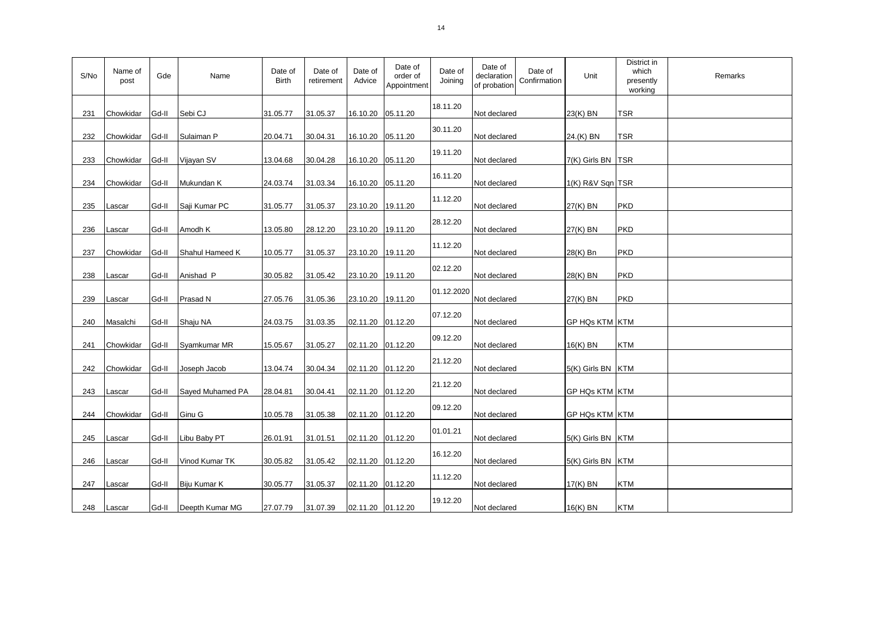| S/No | Name of post | Gde | Name | Date of Birth | Date of retirement | Date of Advice | Date of order of Appointment | Date of Joining | Date of declaration of probation | Date of Confirmation | Unit | District in which presently working | Remarks |
|---|---|---|---|---|---|---|---|---|---|---|---|---|---|
| 231 | Chowkidar | Gd-II | Sebi CJ | 31.05.77 | 31.05.37 | 16.10.20 | 05.11.20 | 18.11.20 | Not declared | | 23(K) BN | TSR | |
| 232 | Chowkidar | Gd-II | Sulaiman P | 20.04.71 | 30.04.31 | 16.10.20 | 05.11.20 | 30.11.20 | Not declared | | 24.(K) BN | TSR | |
| 233 | Chowkidar | Gd-II | Vijayan SV | 13.04.68 | 30.04.28 | 16.10.20 | 05.11.20 | 19.11.20 | Not declared | | 7(K) Girls BN | TSR | |
| 234 | Chowkidar | Gd-II | Mukundan K | 24.03.74 | 31.03.34 | 16.10.20 | 05.11.20 | 16.11.20 | Not declared | | 1(K) R&V Sqn | TSR | |
| 235 | Lascar | Gd-II | Saji Kumar PC | 31.05.77 | 31.05.37 | 23.10.20 | 19.11.20 | 11.12.20 | Not declared | | 27(K) BN | PKD | |
| 236 | Lascar | Gd-II | Amodh K | 13.05.80 | 28.12.20 | 23.10.20 | 19.11.20 | 28.12.20 | Not declared | | 27(K) BN | PKD | |
| 237 | Chowkidar | Gd-II | Shahul Hameed K | 10.05.77 | 31.05.37 | 23.10.20 | 19.11.20 | 11.12.20 | Not declared | | 28(K) Bn | PKD | |
| 238 | Lascar | Gd-II | Anishad P | 30.05.82 | 31.05.42 | 23.10.20 | 19.11.20 | 02.12.20 | Not declared | | 28(K) BN | PKD | |
| 239 | Lascar | Gd-II | Prasad N | 27.05.76 | 31.05.36 | 23.10.20 | 19.11.20 | 01.12.2020 | Not declared | | 27(K) BN | PKD | |
| 240 | Masalchi | Gd-II | Shaju NA | 24.03.75 | 31.03.35 | 02.11.20 | 01.12.20 | 07.12.20 | Not declared | | GP HQs KTM | KTM | |
| 241 | Chowkidar | Gd-II | Syamkumar MR | 15.05.67 | 31.05.27 | 02.11.20 | 01.12.20 | 09.12.20 | Not declared | | 16(K) BN | KTM | |
| 242 | Chowkidar | Gd-II | Joseph Jacob | 13.04.74 | 30.04.34 | 02.11.20 | 01.12.20 | 21.12.20 | Not declared | | 5(K) Girls BN | KTM | |
| 243 | Lascar | Gd-II | Sayed Muhamed PA | 28.04.81 | 30.04.41 | 02.11.20 | 01.12.20 | 21.12.20 | Not declared | | GP HQs KTM | KTM | |
| 244 | Chowkidar | Gd-II | Ginu G | 10.05.78 | 31.05.38 | 02.11.20 | 01.12.20 | 09.12.20 | Not declared | | GP HQs KTM | KTM | |
| 245 | Lascar | Gd-II | Libu Baby PT | 26.01.91 | 31.01.51 | 02.11.20 | 01.12.20 | 01.01.21 | Not declared | | 5(K) Girls BN | KTM | |
| 246 | Lascar | Gd-II | Vinod Kumar TK | 30.05.82 | 31.05.42 | 02.11.20 | 01.12.20 | 16.12.20 | Not declared | | 5(K) Girls BN | KTM | |
| 247 | Lascar | Gd-II | Biju Kumar K | 30.05.77 | 31.05.37 | 02.11.20 | 01.12.20 | 11.12.20 | Not declared | | 17(K) BN | KTM | |
| 248 | Lascar | Gd-II | Deepth Kumar MG | 27.07.79 | 31.07.39 | 02.11.20 | 01.12.20 | 19.12.20 | Not declared | | 16(K) BN | KTM | |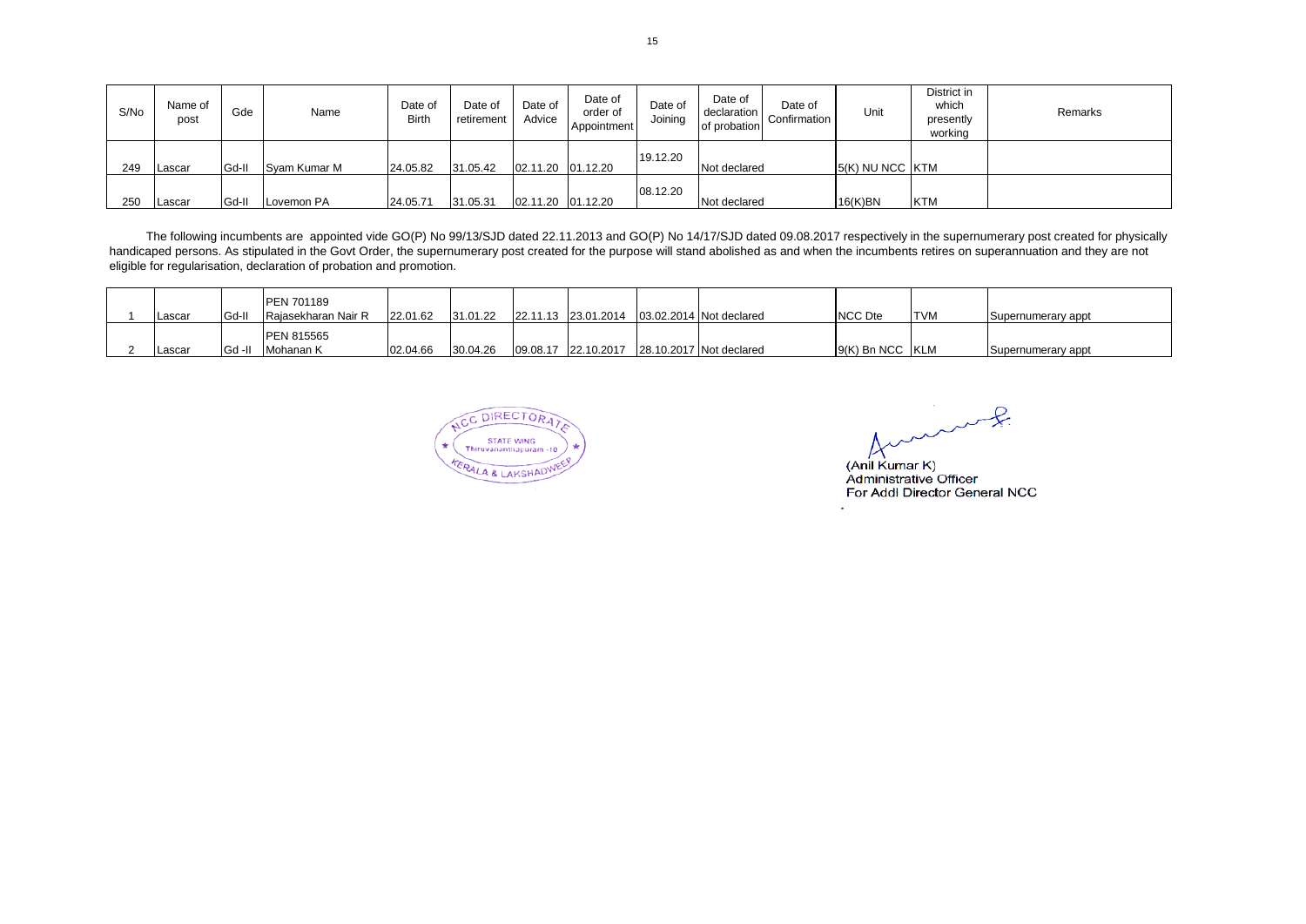| S/No | Name of post | Gde | Name | Date of Birth | Date of retirement | Date of Advice | Date of order of Appointment | Date of Joining | Date of declaration of probation | Date of Confirmation | Unit | District in which presently working | Remarks |
|---|---|---|---|---|---|---|---|---|---|---|---|---|---|
| 249 | Lascar | Gd-II | Syam Kumar M | 24.05.82 | 31.05.42 | 02.11.20 | 01.12.20 | 19.12.20 | Not declared | | 5(K) NU NCC | KTM | |
| 250 | Lascar | Gd-II | Lovemon PA | 24.05.71 | 31.05.31 | 02.11.20 | 01.12.20 | 08.12.20 | Not declared | | 16(K)BN | KTM | |

The following incumbents are appointed vide GO(P) No 99/13/SJD dated 22.11.2013 and GO(P) No 14/17/SJD dated 09.08.2017 respectively in the supernumerary post created for physically handicaped persons. As stipulated in the Govt Order, the supernumerary post created for the purpose will stand abolished as and when the incumbents retires on superannuation and they are not eligible for regularisation, declaration of probation and promotion.

| | | | | | | | | | | | | | |
|---|---|---|---|---|---|---|---|---|---|---|---|---|---|
| 1 | Lascar | Gd-II | PEN 701189 Rajasekharan Nair R | 22.01.62 | 31.01.22 | 22.11.13 | 23.01.2014 | 03.02.2014 | Not declared | | NCC Dte | TVM | Supernumerary appt |
| 2 | Lascar | Gd -II | PEN 815565 Mohanan K | 02.04.66 | 30.04.26 | 09.08.17 | 22.10.2017 | 28.10.2017 | Not declared | | 9(K) Bn NCC | KLM | Supernumerary appt |

NCC DIRECTORATE STATE WING Thiruvananthapuram -10 KERALA & LAKSHADWEEP

(Anil Kumar K)
Administrative Officer
For Addl Director General NCC